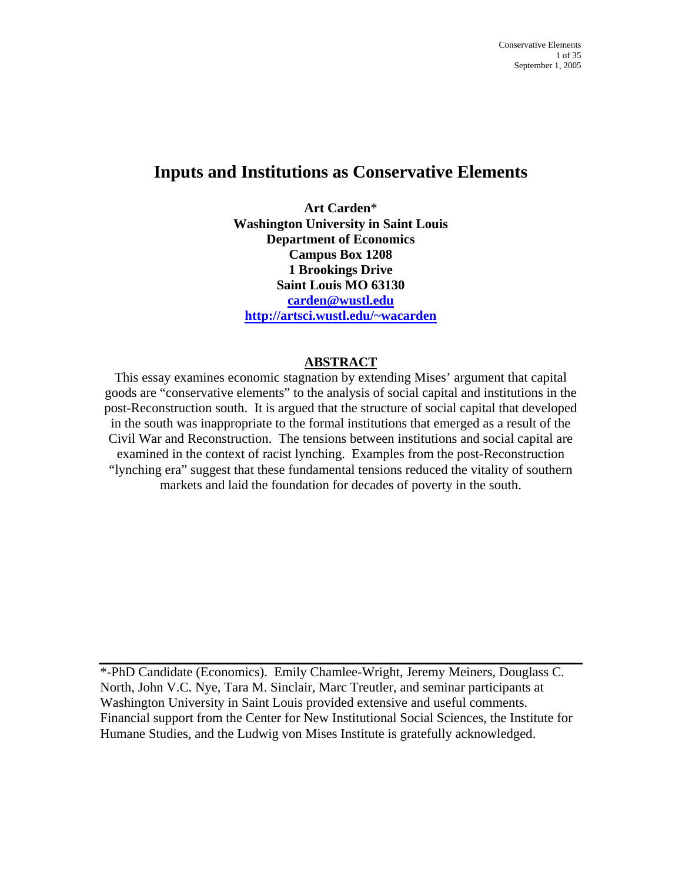# Inputs and Institutions as Conservative Elements

**Art Carden***
**Washington University in Saint Louis**
**Department of Economics**
**Campus Box 1208**
**1 Brookings Drive**
**Saint Louis MO 63130**
**carden@wustl.edu**
**http://artsci.wustl.edu/~wacarden**

## ABSTRACT

This essay examines economic stagnation by extending Mises' argument that capital goods are "conservative elements" to the analysis of social capital and institutions in the post-Reconstruction south. It is argued that the structure of social capital that developed in the south was inappropriate to the formal institutions that emerged as a result of the Civil War and Reconstruction. The tensions between institutions and social capital are examined in the context of racist lynching. Examples from the post-Reconstruction "lynching era" suggest that these fundamental tensions reduced the vitality of southern markets and laid the foundation for decades of poverty in the south.

---

*-PhD Candidate (Economics). Emily Chamlee-Wright, Jeremy Meiners, Douglass C. North, John V.C. Nye, Tara M. Sinclair, Marc Treutler, and seminar participants at Washington University in Saint Louis provided extensive and useful comments. Financial support from the Center for New Institutional Social Sciences, the Institute for Humane Studies, and the Ludwig von Mises Institute is gratefully acknowledged.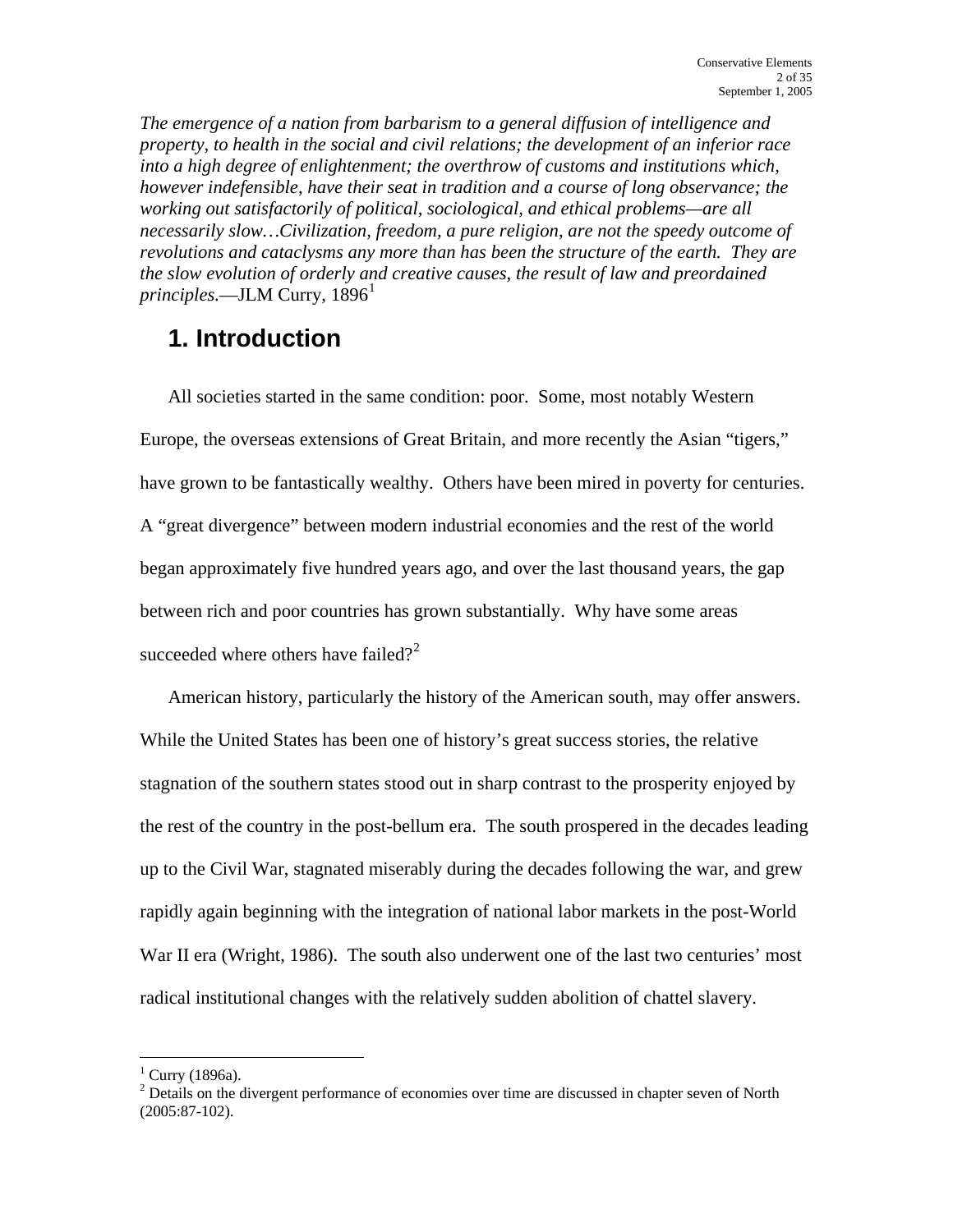*The emergence of a nation from barbarism to a general diffusion of intelligence and property, to health in the social and civil relations; the development of an inferior race into a high degree of enlightenment; the overthrow of customs and institutions which, however indefensible, have their seat in tradition and a course of long observance; the working out satisfactorily of political, sociological, and ethical problems—are all necessarily slow…Civilization, freedom, a pure religion, are not the speedy outcome of revolutions and cataclysms any more than has been the structure of the earth. They are the slow evolution of orderly and creative causes, the result of law and preordained principles.*—JLM Curry, 1896[1]

# 1. Introduction

All societies started in the same condition: poor. Some, most notably Western Europe, the overseas extensions of Great Britain, and more recently the Asian "tigers," have grown to be fantastically wealthy. Others have been mired in poverty for centuries. A "great divergence" between modern industrial economies and the rest of the world began approximately five hundred years ago, and over the last thousand years, the gap between rich and poor countries has grown substantially. Why have some areas succeeded where others have failed?[2]

American history, particularly the history of the American south, may offer answers. While the United States has been one of history's great success stories, the relative stagnation of the southern states stood out in sharp contrast to the prosperity enjoyed by the rest of the country in the post-bellum era. The south prospered in the decades leading up to the Civil War, stagnated miserably during the decades following the war, and grew rapidly again beginning with the integration of national labor markets in the post-World War II era (Wright, 1986). The south also underwent one of the last two centuries' most radical institutional changes with the relatively sudden abolition of chattel slavery.

---

[1] Curry (1896a).

[2] Details on the divergent performance of economies over time are discussed in chapter seven of North (2005:87-102).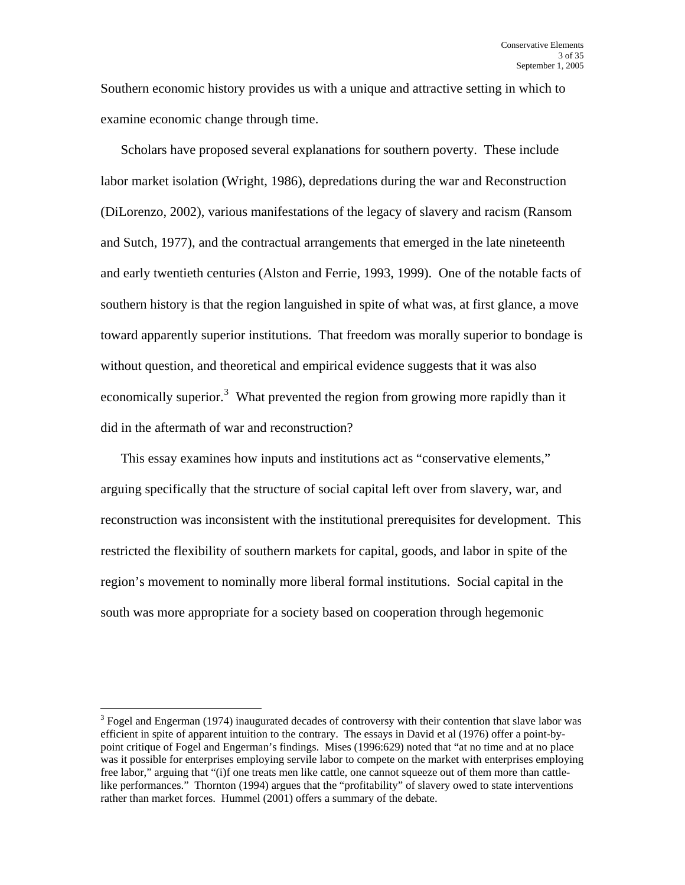Southern economic history provides us with a unique and attractive setting in which to examine economic change through time.

Scholars have proposed several explanations for southern poverty. These include labor market isolation (Wright, 1986), depredations during the war and Reconstruction (DiLorenzo, 2002), various manifestations of the legacy of slavery and racism (Ransom and Sutch, 1977), and the contractual arrangements that emerged in the late nineteenth and early twentieth centuries (Alston and Ferrie, 1993, 1999). One of the notable facts of southern history is that the region languished in spite of what was, at first glance, a move toward apparently superior institutions. That freedom was morally superior to bondage is without question, and theoretical and empirical evidence suggests that it was also economically superior.[3] What prevented the region from growing more rapidly than it did in the aftermath of war and reconstruction?

This essay examines how inputs and institutions act as "conservative elements," arguing specifically that the structure of social capital left over from slavery, war, and reconstruction was inconsistent with the institutional prerequisites for development. This restricted the flexibility of southern markets for capital, goods, and labor in spite of the region's movement to nominally more liberal formal institutions. Social capital in the south was more appropriate for a society based on cooperation through hegemonic

---

[3] Fogel and Engerman (1974) inaugurated decades of controversy with their contention that slave labor was efficient in spite of apparent intuition to the contrary. The essays in David et al (1976) offer a point-by-point critique of Fogel and Engerman's findings. Mises (1996:629) noted that "at no time and at no place was it possible for enterprises employing servile labor to compete on the market with enterprises employing free labor," arguing that "(i)f one treats men like cattle, one cannot squeeze out of them more than cattle-like performances." Thornton (1994) argues that the "profitability" of slavery owed to state interventions rather than market forces. Hummel (2001) offers a summary of the debate.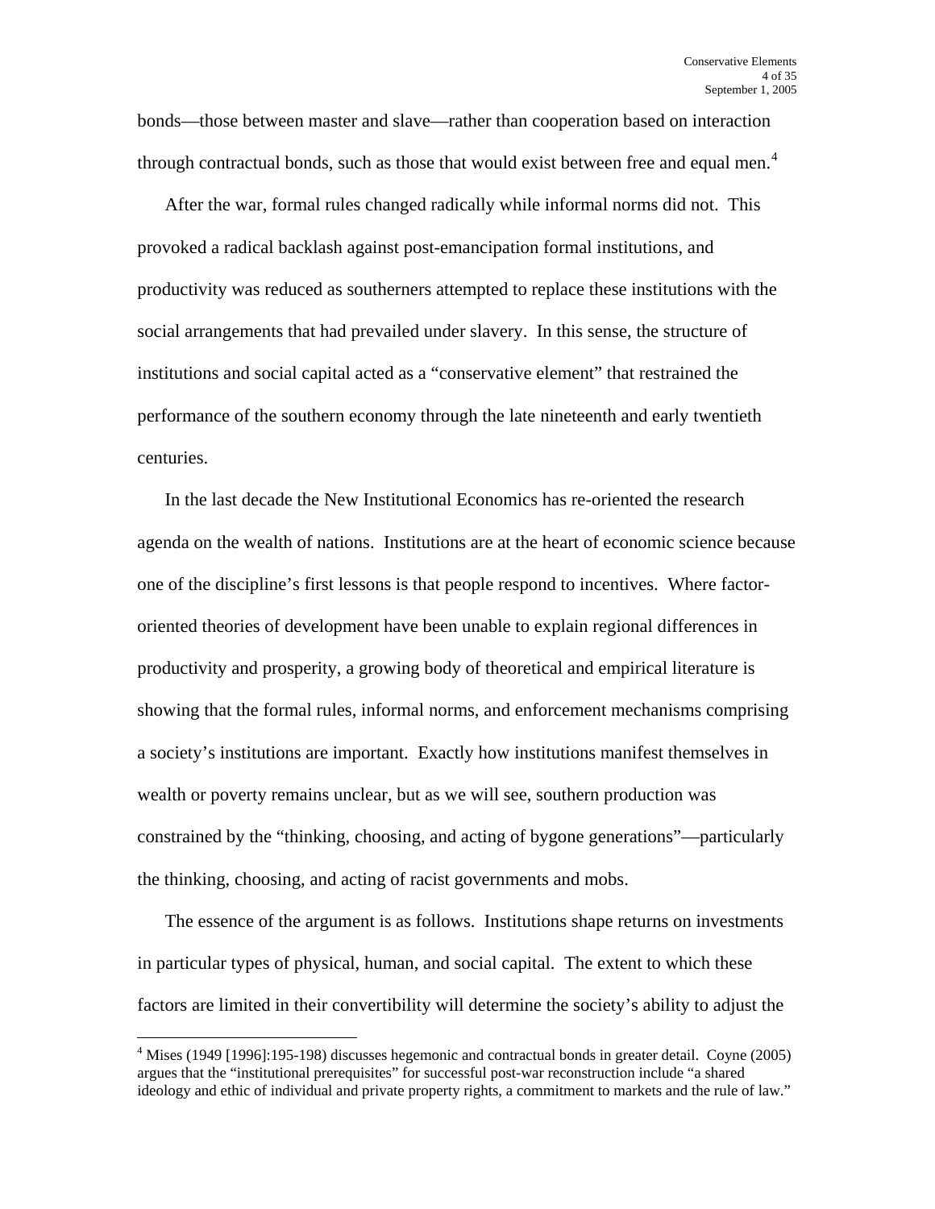bonds—those between master and slave—rather than cooperation based on interaction through contractual bonds, such as those that would exist between free and equal men.[4]

After the war, formal rules changed radically while informal norms did not. This provoked a radical backlash against post-emancipation formal institutions, and productivity was reduced as southerners attempted to replace these institutions with the social arrangements that had prevailed under slavery. In this sense, the structure of institutions and social capital acted as a "conservative element" that restrained the performance of the southern economy through the late nineteenth and early twentieth centuries.

In the last decade the New Institutional Economics has re-oriented the research agenda on the wealth of nations. Institutions are at the heart of economic science because one of the discipline's first lessons is that people respond to incentives. Where factor-oriented theories of development have been unable to explain regional differences in productivity and prosperity, a growing body of theoretical and empirical literature is showing that the formal rules, informal norms, and enforcement mechanisms comprising a society's institutions are important. Exactly how institutions manifest themselves in wealth or poverty remains unclear, but as we will see, southern production was constrained by the "thinking, choosing, and acting of bygone generations"—particularly the thinking, choosing, and acting of racist governments and mobs.

The essence of the argument is as follows. Institutions shape returns on investments in particular types of physical, human, and social capital. The extent to which these factors are limited in their convertibility will determine the society's ability to adjust the

[4] Mises (1949 [1996]:195-198) discusses hegemonic and contractual bonds in greater detail. Coyne (2005) argues that the "institutional prerequisites" for successful post-war reconstruction include "a shared ideology and ethic of individual and private property rights, a commitment to markets and the rule of law."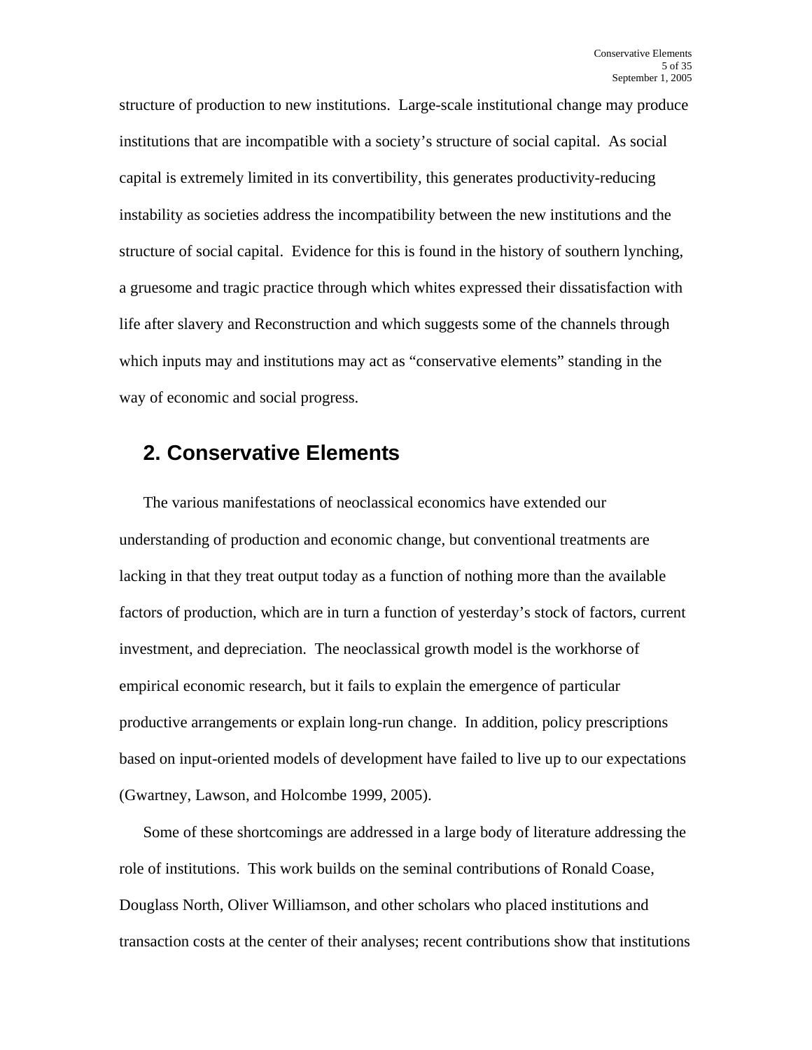structure of production to new institutions. Large-scale institutional change may produce institutions that are incompatible with a society's structure of social capital. As social capital is extremely limited in its convertibility, this generates productivity-reducing instability as societies address the incompatibility between the new institutions and the structure of social capital. Evidence for this is found in the history of southern lynching, a gruesome and tragic practice through which whites expressed their dissatisfaction with life after slavery and Reconstruction and which suggests some of the channels through which inputs may and institutions may act as "conservative elements" standing in the way of economic and social progress.

## 2. Conservative Elements

The various manifestations of neoclassical economics have extended our understanding of production and economic change, but conventional treatments are lacking in that they treat output today as a function of nothing more than the available factors of production, which are in turn a function of yesterday's stock of factors, current investment, and depreciation. The neoclassical growth model is the workhorse of empirical economic research, but it fails to explain the emergence of particular productive arrangements or explain long-run change. In addition, policy prescriptions based on input-oriented models of development have failed to live up to our expectations (Gwartney, Lawson, and Holcombe 1999, 2005).

Some of these shortcomings are addressed in a large body of literature addressing the role of institutions. This work builds on the seminal contributions of Ronald Coase, Douglass North, Oliver Williamson, and other scholars who placed institutions and transaction costs at the center of their analyses; recent contributions show that institutions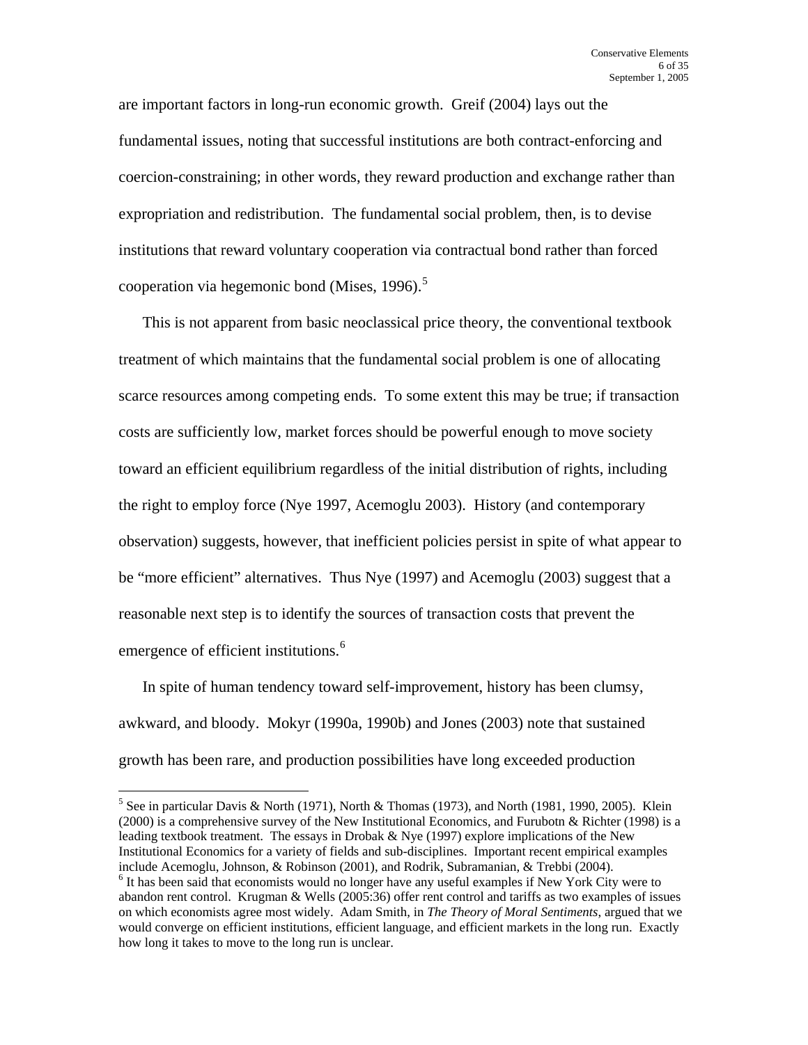are important factors in long-run economic growth. Greif (2004) lays out the fundamental issues, noting that successful institutions are both contract-enforcing and coercion-constraining; in other words, they reward production and exchange rather than expropriation and redistribution. The fundamental social problem, then, is to devise institutions that reward voluntary cooperation via contractual bond rather than forced cooperation via hegemonic bond (Mises, 1996).[5]

This is not apparent from basic neoclassical price theory, the conventional textbook treatment of which maintains that the fundamental social problem is one of allocating scarce resources among competing ends. To some extent this may be true; if transaction costs are sufficiently low, market forces should be powerful enough to move society toward an efficient equilibrium regardless of the initial distribution of rights, including the right to employ force (Nye 1997, Acemoglu 2003). History (and contemporary observation) suggests, however, that inefficient policies persist in spite of what appear to be "more efficient" alternatives. Thus Nye (1997) and Acemoglu (2003) suggest that a reasonable next step is to identify the sources of transaction costs that prevent the emergence of efficient institutions.[6]

In spite of human tendency toward self-improvement, history has been clumsy, awkward, and bloody. Mokyr (1990a, 1990b) and Jones (2003) note that sustained growth has been rare, and production possibilities have long exceeded production

[5] See in particular Davis & North (1971), North & Thomas (1973), and North (1981, 1990, 2005). Klein (2000) is a comprehensive survey of the New Institutional Economics, and Furubotn & Richter (1998) is a leading textbook treatment. The essays in Drobak & Nye (1997) explore implications of the New Institutional Economics for a variety of fields and sub-disciplines. Important recent empirical examples include Acemoglu, Johnson, & Robinson (2001), and Rodrik, Subramanian, & Trebbi (2004).

[6] It has been said that economists would no longer have any useful examples if New York City were to abandon rent control. Krugman & Wells (2005:36) offer rent control and tariffs as two examples of issues on which economists agree most widely. Adam Smith, in *The Theory of Moral Sentiments*, argued that we would converge on efficient institutions, efficient language, and efficient markets in the long run. Exactly how long it takes to move to the long run is unclear.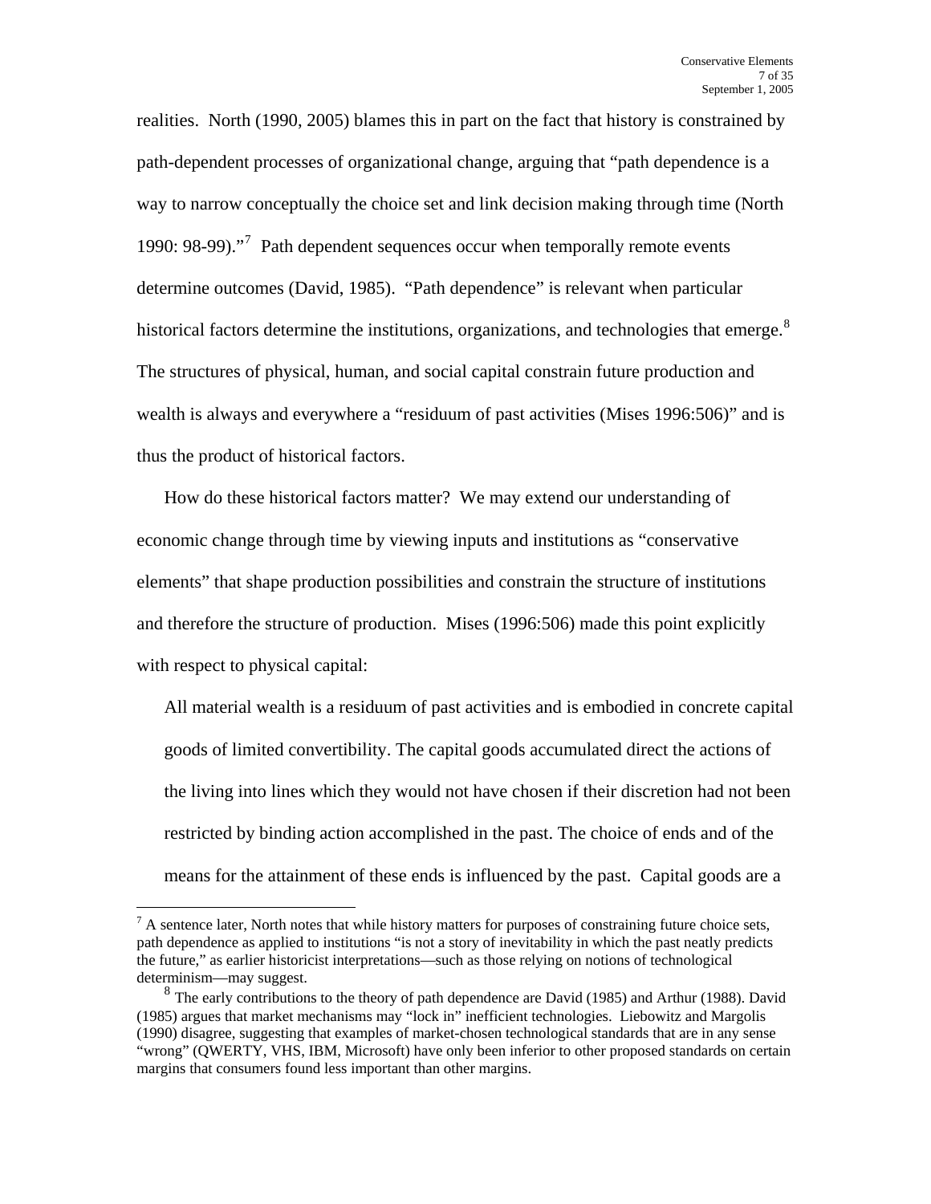realities. North (1990, 2005) blames this in part on the fact that history is constrained by path-dependent processes of organizational change, arguing that "path dependence is a way to narrow conceptually the choice set and link decision making through time (North 1990: 98-99)."[7] Path dependent sequences occur when temporally remote events determine outcomes (David, 1985). "Path dependence" is relevant when particular historical factors determine the institutions, organizations, and technologies that emerge.[8] The structures of physical, human, and social capital constrain future production and wealth is always and everywhere a "residuum of past activities (Mises 1996:506)" and is thus the product of historical factors.

How do these historical factors matter? We may extend our understanding of economic change through time by viewing inputs and institutions as "conservative elements" that shape production possibilities and constrain the structure of institutions and therefore the structure of production. Mises (1996:506) made this point explicitly with respect to physical capital:

> All material wealth is a residuum of past activities and is embodied in concrete capital goods of limited convertibility. The capital goods accumulated direct the actions of the living into lines which they would not have chosen if their discretion had not been restricted by binding action accomplished in the past. The choice of ends and of the means for the attainment of these ends is influenced by the past. Capital goods are a

---

[7] A sentence later, North notes that while history matters for purposes of constraining future choice sets, path dependence as applied to institutions "is not a story of inevitability in which the past neatly predicts the future," as earlier historicist interpretations—such as those relying on notions of technological determinism—may suggest.

[8] The early contributions to the theory of path dependence are David (1985) and Arthur (1988). David (1985) argues that market mechanisms may "lock in" inefficient technologies. Liebowitz and Margolis (1990) disagree, suggesting that examples of market-chosen technological standards that are in any sense "wrong" (QWERTY, VHS, IBM, Microsoft) have only been inferior to other proposed standards on certain margins that consumers found less important than other margins.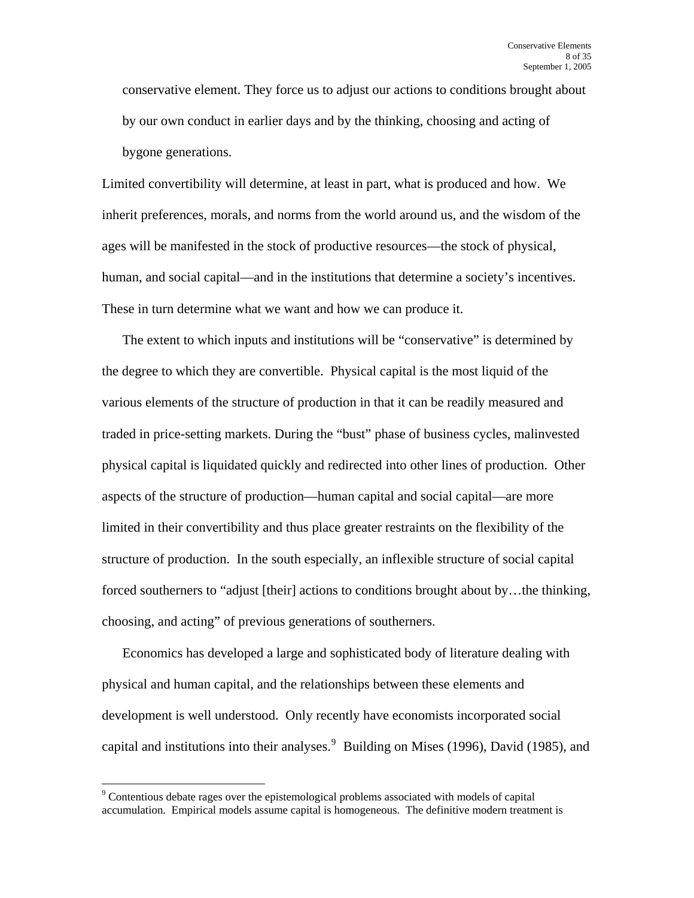> conservative element. They force us to adjust our actions to conditions brought about by our own conduct in earlier days and by the thinking, choosing and acting of bygone generations.

Limited convertibility will determine, at least in part, what is produced and how. We inherit preferences, morals, and norms from the world around us, and the wisdom of the ages will be manifested in the stock of productive resources—the stock of physical, human, and social capital—and in the institutions that determine a society's incentives. These in turn determine what we want and how we can produce it.

The extent to which inputs and institutions will be "conservative" is determined by the degree to which they are convertible. Physical capital is the most liquid of the various elements of the structure of production in that it can be readily measured and traded in price-setting markets. During the "bust" phase of business cycles, malinvested physical capital is liquidated quickly and redirected into other lines of production. Other aspects of the structure of production—human capital and social capital—are more limited in their convertibility and thus place greater restraints on the flexibility of the structure of production. In the south especially, an inflexible structure of social capital forced southerners to "adjust [their] actions to conditions brought about by…the thinking, choosing, and acting" of previous generations of southerners.

Economics has developed a large and sophisticated body of literature dealing with physical and human capital, and the relationships between these elements and development is well understood. Only recently have economists incorporated social capital and institutions into their analyses.[9] Building on Mises (1996), David (1985), and

---

[9] Contentious debate rages over the epistemological problems associated with models of capital accumulation. Empirical models assume capital is homogeneous. The definitive modern treatment is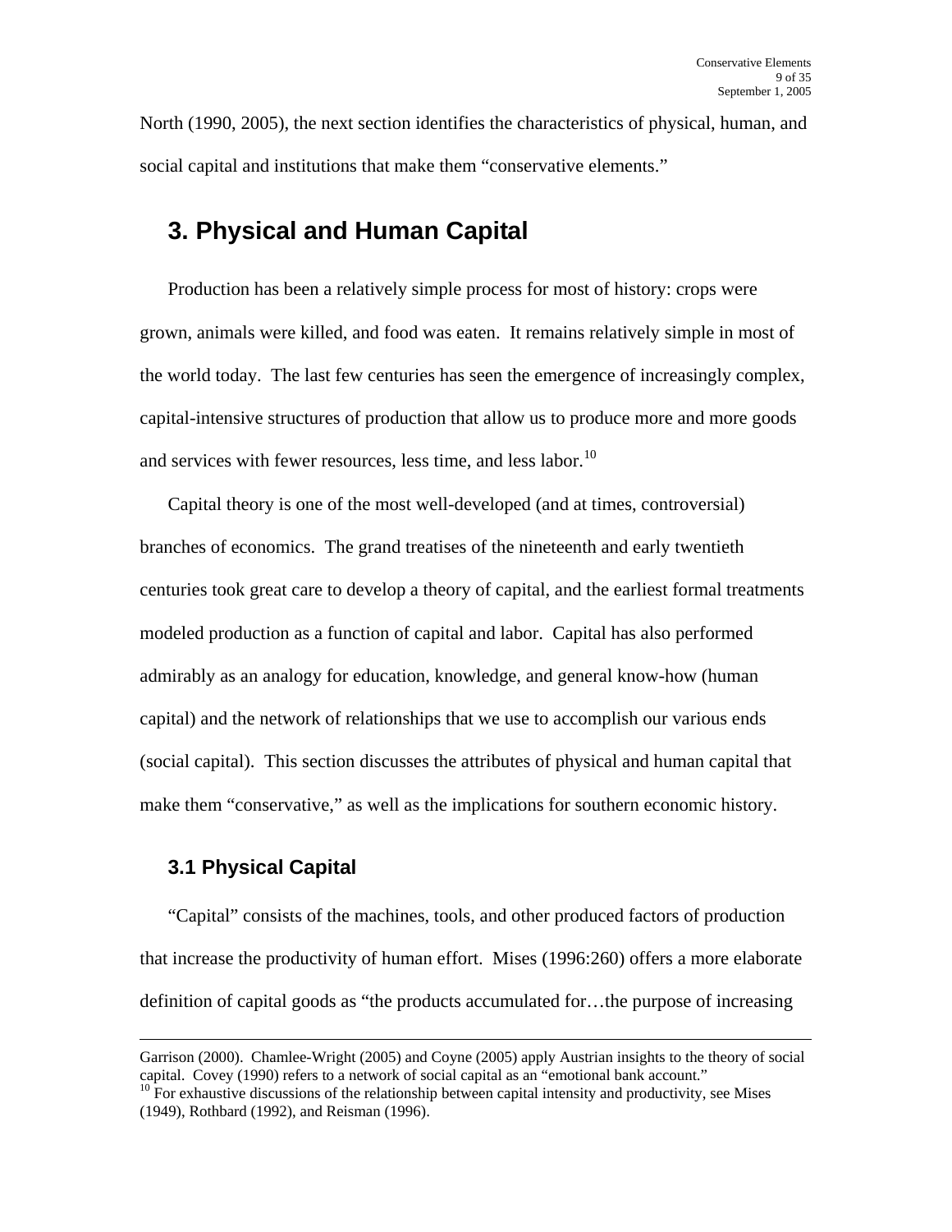North (1990, 2005), the next section identifies the characteristics of physical, human, and social capital and institutions that make them "conservative elements."

## 3. Physical and Human Capital

Production has been a relatively simple process for most of history: crops were grown, animals were killed, and food was eaten. It remains relatively simple in most of the world today. The last few centuries has seen the emergence of increasingly complex, capital-intensive structures of production that allow us to produce more and more goods and services with fewer resources, less time, and less labor.[10]

Capital theory is one of the most well-developed (and at times, controversial) branches of economics. The grand treatises of the nineteenth and early twentieth centuries took great care to develop a theory of capital, and the earliest formal treatments modeled production as a function of capital and labor. Capital has also performed admirably as an analogy for education, knowledge, and general know-how (human capital) and the network of relationships that we use to accomplish our various ends (social capital). This section discusses the attributes of physical and human capital that make them "conservative," as well as the implications for southern economic history.

### 3.1 Physical Capital

"Capital" consists of the machines, tools, and other produced factors of production that increase the productivity of human effort. Mises (1996:260) offers a more elaborate definition of capital goods as "the products accumulated for…the purpose of increasing

---

Garrison (2000). Chamlee-Wright (2005) and Coyne (2005) apply Austrian insights to the theory of social capital. Covey (1990) refers to a network of social capital as an "emotional bank account."

[10] For exhaustive discussions of the relationship between capital intensity and productivity, see Mises (1949), Rothbard (1992), and Reisman (1996).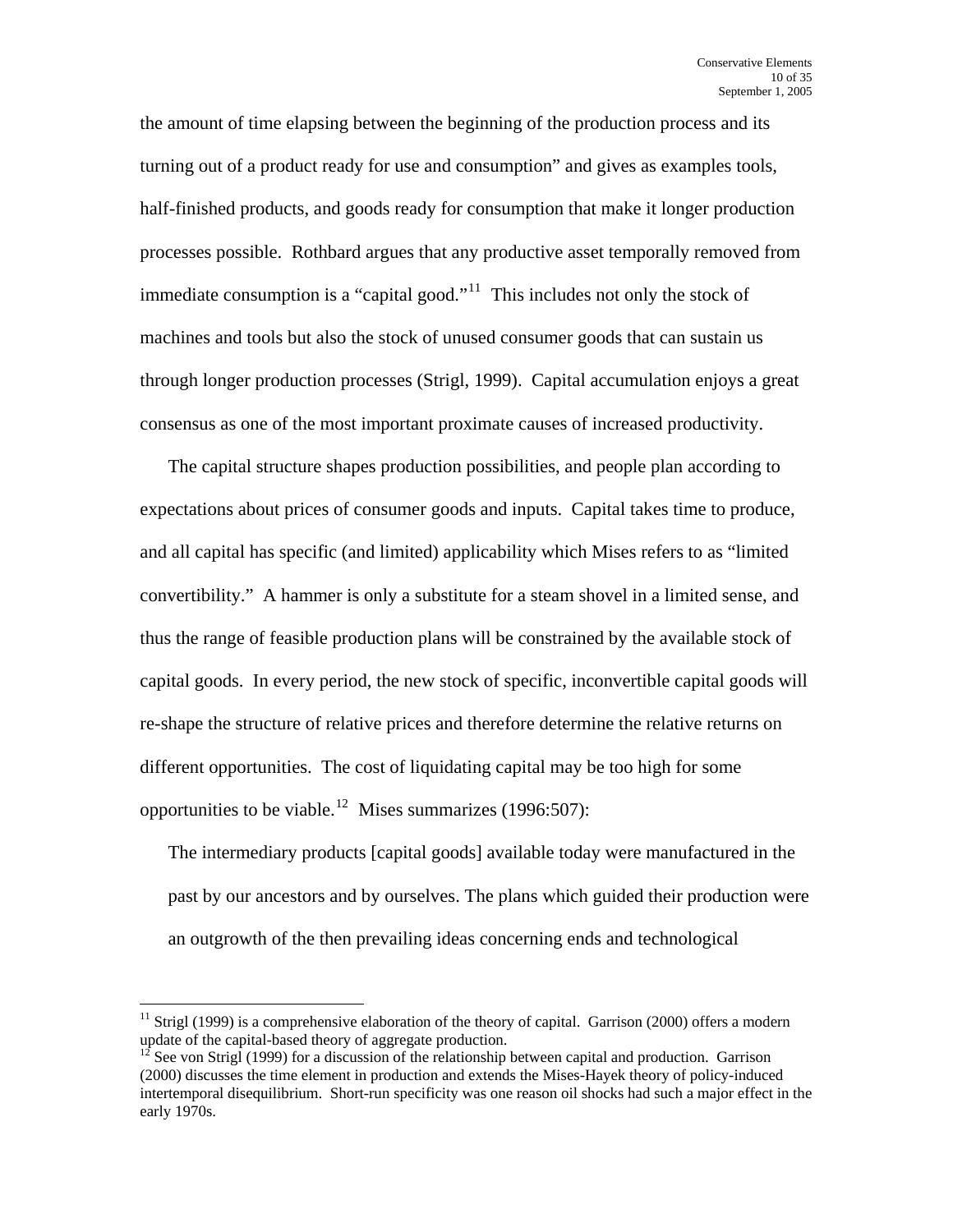the amount of time elapsing between the beginning of the production process and its turning out of a product ready for use and consumption" and gives as examples tools, half-finished products, and goods ready for consumption that make it longer production processes possible. Rothbard argues that any productive asset temporally removed from immediate consumption is a "capital good."[11] This includes not only the stock of machines and tools but also the stock of unused consumer goods that can sustain us through longer production processes (Strigl, 1999). Capital accumulation enjoys a great consensus as one of the most important proximate causes of increased productivity.

The capital structure shapes production possibilities, and people plan according to expectations about prices of consumer goods and inputs. Capital takes time to produce, and all capital has specific (and limited) applicability which Mises refers to as "limited convertibility." A hammer is only a substitute for a steam shovel in a limited sense, and thus the range of feasible production plans will be constrained by the available stock of capital goods. In every period, the new stock of specific, inconvertible capital goods will re-shape the structure of relative prices and therefore determine the relative returns on different opportunities. The cost of liquidating capital may be too high for some opportunities to be viable.[12] Mises summarizes (1996:507):

> The intermediary products [capital goods] available today were manufactured in the past by our ancestors and by ourselves. The plans which guided their production were an outgrowth of the then prevailing ideas concerning ends and technological

---

[11] Strigl (1999) is a comprehensive elaboration of the theory of capital. Garrison (2000) offers a modern update of the capital-based theory of aggregate production.

[12] See von Strigl (1999) for a discussion of the relationship between capital and production. Garrison (2000) discusses the time element in production and extends the Mises-Hayek theory of policy-induced intertemporal disequilibrium. Short-run specificity was one reason oil shocks had such a major effect in the early 1970s.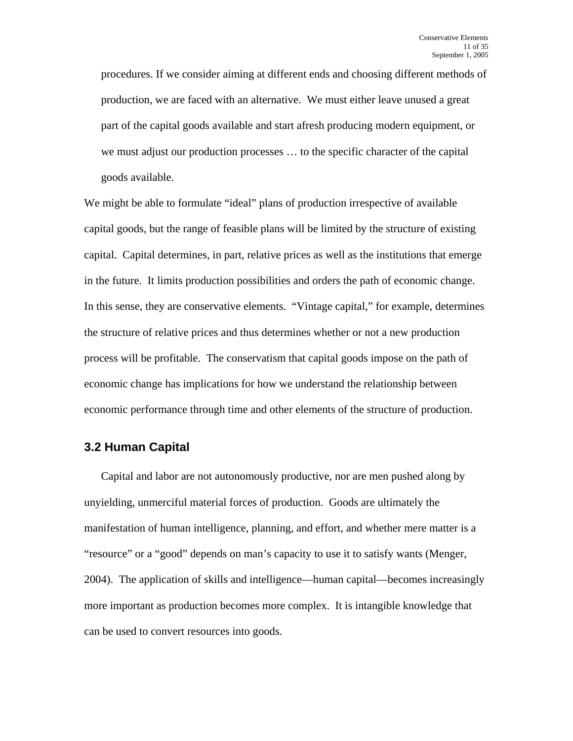> procedures. If we consider aiming at different ends and choosing different methods of production, we are faced with an alternative. We must either leave unused a great part of the capital goods available and start afresh producing modern equipment, or we must adjust our production processes … to the specific character of the capital goods available.

We might be able to formulate "ideal" plans of production irrespective of available capital goods, but the range of feasible plans will be limited by the structure of existing capital. Capital determines, in part, relative prices as well as the institutions that emerge in the future. It limits production possibilities and orders the path of economic change. In this sense, they are conservative elements. "Vintage capital," for example, determines the structure of relative prices and thus determines whether or not a new production process will be profitable. The conservatism that capital goods impose on the path of economic change has implications for how we understand the relationship between economic performance through time and other elements of the structure of production.

### 3.2 Human Capital

Capital and labor are not autonomously productive, nor are men pushed along by unyielding, unmerciful material forces of production. Goods are ultimately the manifestation of human intelligence, planning, and effort, and whether mere matter is a "resource" or a "good" depends on man's capacity to use it to satisfy wants (Menger, 2004). The application of skills and intelligence—human capital—becomes increasingly more important as production becomes more complex. It is intangible knowledge that can be used to convert resources into goods.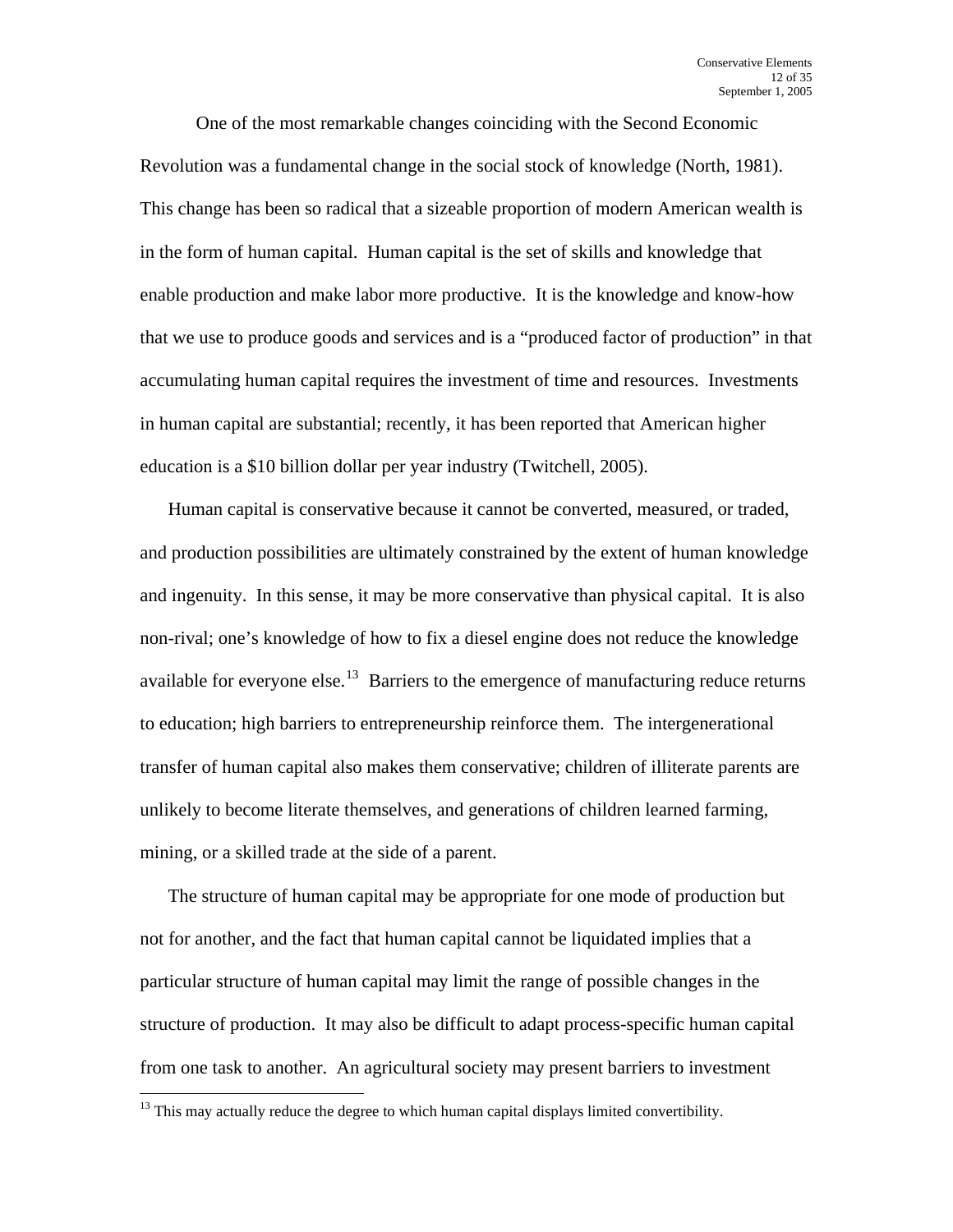One of the most remarkable changes coinciding with the Second Economic Revolution was a fundamental change in the social stock of knowledge (North, 1981). This change has been so radical that a sizeable proportion of modern American wealth is in the form of human capital. Human capital is the set of skills and knowledge that enable production and make labor more productive. It is the knowledge and know-how that we use to produce goods and services and is a "produced factor of production" in that accumulating human capital requires the investment of time and resources. Investments in human capital are substantial; recently, it has been reported that American higher education is a $10 billion dollar per year industry (Twitchell, 2005).

Human capital is conservative because it cannot be converted, measured, or traded, and production possibilities are ultimately constrained by the extent of human knowledge and ingenuity. In this sense, it may be more conservative than physical capital. It is also non-rival; one's knowledge of how to fix a diesel engine does not reduce the knowledge available for everyone else.[13] Barriers to the emergence of manufacturing reduce returns to education; high barriers to entrepreneurship reinforce them. The intergenerational transfer of human capital also makes them conservative; children of illiterate parents are unlikely to become literate themselves, and generations of children learned farming, mining, or a skilled trade at the side of a parent.

The structure of human capital may be appropriate for one mode of production but not for another, and the fact that human capital cannot be liquidated implies that a particular structure of human capital may limit the range of possible changes in the structure of production. It may also be difficult to adapt process-specific human capital from one task to another. An agricultural society may present barriers to investment

[13] This may actually reduce the degree to which human capital displays limited convertibility.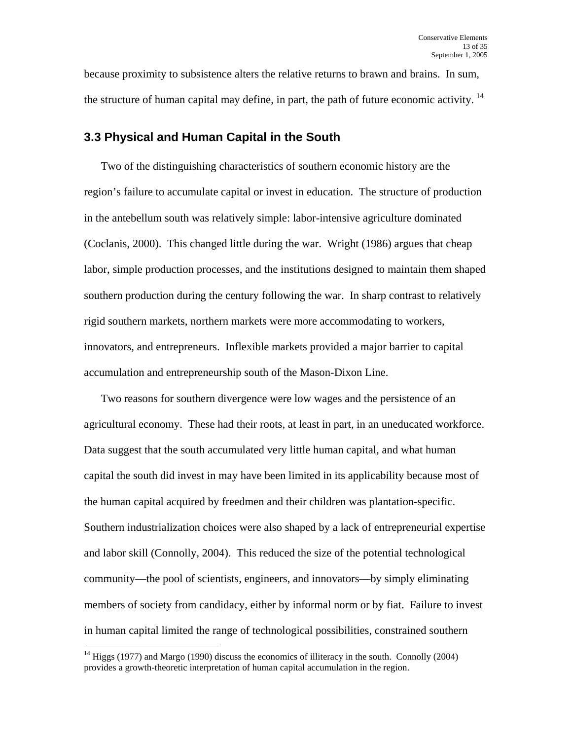because proximity to subsistence alters the relative returns to brawn and brains. In sum, the structure of human capital may define, in part, the path of future economic activity. [14]

### 3.3 Physical and Human Capital in the South

Two of the distinguishing characteristics of southern economic history are the region's failure to accumulate capital or invest in education. The structure of production in the antebellum south was relatively simple: labor-intensive agriculture dominated (Coclanis, 2000). This changed little during the war. Wright (1986) argues that cheap labor, simple production processes, and the institutions designed to maintain them shaped southern production during the century following the war. In sharp contrast to relatively rigid southern markets, northern markets were more accommodating to workers, innovators, and entrepreneurs. Inflexible markets provided a major barrier to capital accumulation and entrepreneurship south of the Mason-Dixon Line.

Two reasons for southern divergence were low wages and the persistence of an agricultural economy. These had their roots, at least in part, in an uneducated workforce. Data suggest that the south accumulated very little human capital, and what human capital the south did invest in may have been limited in its applicability because most of the human capital acquired by freedmen and their children was plantation-specific. Southern industrialization choices were also shaped by a lack of entrepreneurial expertise and labor skill (Connolly, 2004). This reduced the size of the potential technological community—the pool of scientists, engineers, and innovators—by simply eliminating members of society from candidacy, either by informal norm or by fiat. Failure to invest in human capital limited the range of technological possibilities, constrained southern

---

[14] Higgs (1977) and Margo (1990) discuss the economics of illiteracy in the south. Connolly (2004) provides a growth-theoretic interpretation of human capital accumulation in the region.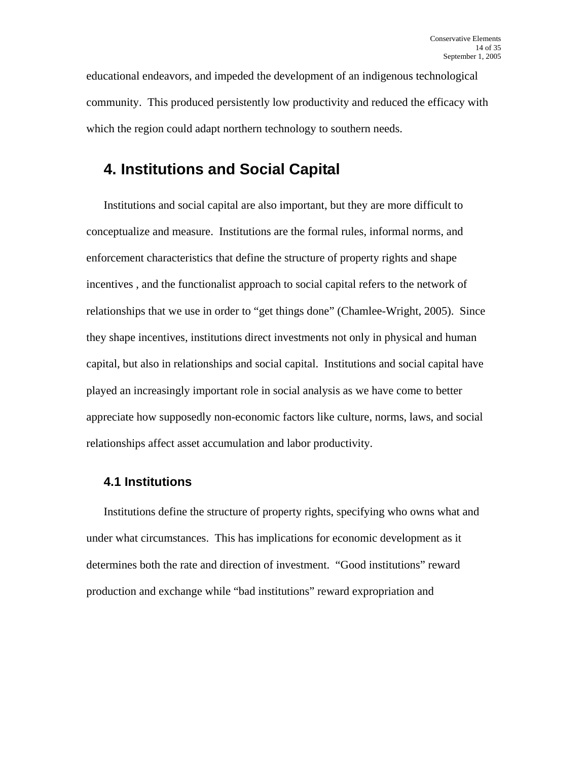educational endeavors, and impeded the development of an indigenous technological community. This produced persistently low productivity and reduced the efficacy with which the region could adapt northern technology to southern needs.

# 4. Institutions and Social Capital

Institutions and social capital are also important, but they are more difficult to conceptualize and measure. Institutions are the formal rules, informal norms, and enforcement characteristics that define the structure of property rights and shape incentives , and the functionalist approach to social capital refers to the network of relationships that we use in order to "get things done" (Chamlee-Wright, 2005). Since they shape incentives, institutions direct investments not only in physical and human capital, but also in relationships and social capital. Institutions and social capital have played an increasingly important role in social analysis as we have come to better appreciate how supposedly non-economic factors like culture, norms, laws, and social relationships affect asset accumulation and labor productivity.

## 4.1 Institutions

Institutions define the structure of property rights, specifying who owns what and under what circumstances. This has implications for economic development as it determines both the rate and direction of investment. "Good institutions" reward production and exchange while "bad institutions" reward expropriation and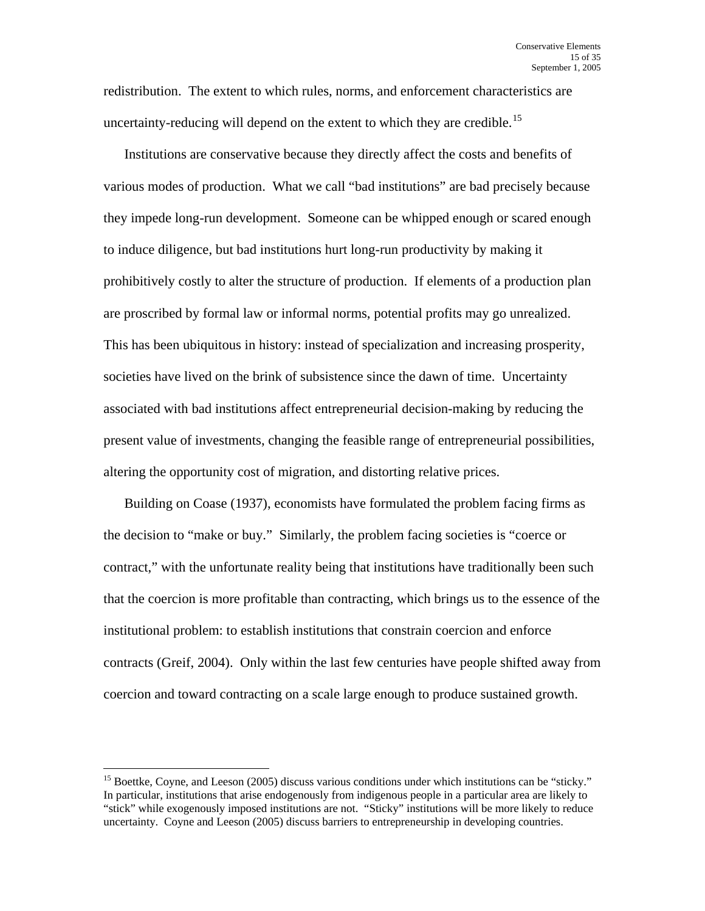redistribution. The extent to which rules, norms, and enforcement characteristics are uncertainty-reducing will depend on the extent to which they are credible.[15]

Institutions are conservative because they directly affect the costs and benefits of various modes of production. What we call "bad institutions" are bad precisely because they impede long-run development. Someone can be whipped enough or scared enough to induce diligence, but bad institutions hurt long-run productivity by making it prohibitively costly to alter the structure of production. If elements of a production plan are proscribed by formal law or informal norms, potential profits may go unrealized. This has been ubiquitous in history: instead of specialization and increasing prosperity, societies have lived on the brink of subsistence since the dawn of time. Uncertainty associated with bad institutions affect entrepreneurial decision-making by reducing the present value of investments, changing the feasible range of entrepreneurial possibilities, altering the opportunity cost of migration, and distorting relative prices.

Building on Coase (1937), economists have formulated the problem facing firms as the decision to "make or buy." Similarly, the problem facing societies is "coerce or contract," with the unfortunate reality being that institutions have traditionally been such that the coercion is more profitable than contracting, which brings us to the essence of the institutional problem: to establish institutions that constrain coercion and enforce contracts (Greif, 2004). Only within the last few centuries have people shifted away from coercion and toward contracting on a scale large enough to produce sustained growth.

---

[15] Boettke, Coyne, and Leeson (2005) discuss various conditions under which institutions can be "sticky." In particular, institutions that arise endogenously from indigenous people in a particular area are likely to "stick" while exogenously imposed institutions are not. "Sticky" institutions will be more likely to reduce uncertainty. Coyne and Leeson (2005) discuss barriers to entrepreneurship in developing countries.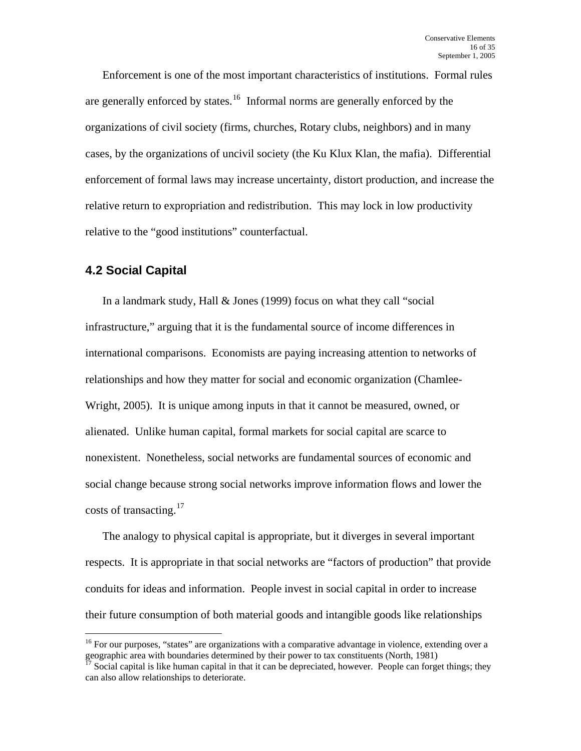Enforcement is one of the most important characteristics of institutions. Formal rules are generally enforced by states.[16] Informal norms are generally enforced by the organizations of civil society (firms, churches, Rotary clubs, neighbors) and in many cases, by the organizations of uncivil society (the Ku Klux Klan, the mafia). Differential enforcement of formal laws may increase uncertainty, distort production, and increase the relative return to expropriation and redistribution. This may lock in low productivity relative to the "good institutions" counterfactual.

## 4.2 Social Capital

In a landmark study, Hall & Jones (1999) focus on what they call "social infrastructure," arguing that it is the fundamental source of income differences in international comparisons. Economists are paying increasing attention to networks of relationships and how they matter for social and economic organization (Chamlee-Wright, 2005). It is unique among inputs in that it cannot be measured, owned, or alienated. Unlike human capital, formal markets for social capital are scarce to nonexistent. Nonetheless, social networks are fundamental sources of economic and social change because strong social networks improve information flows and lower the costs of transacting.[17]

The analogy to physical capital is appropriate, but it diverges in several important respects. It is appropriate in that social networks are "factors of production" that provide conduits for ideas and information. People invest in social capital in order to increase their future consumption of both material goods and intangible goods like relationships

[16] For our purposes, "states" are organizations with a comparative advantage in violence, extending over a geographic area with boundaries determined by their power to tax constituents (North, 1981)

[17] Social capital is like human capital in that it can be depreciated, however. People can forget things; they can also allow relationships to deteriorate.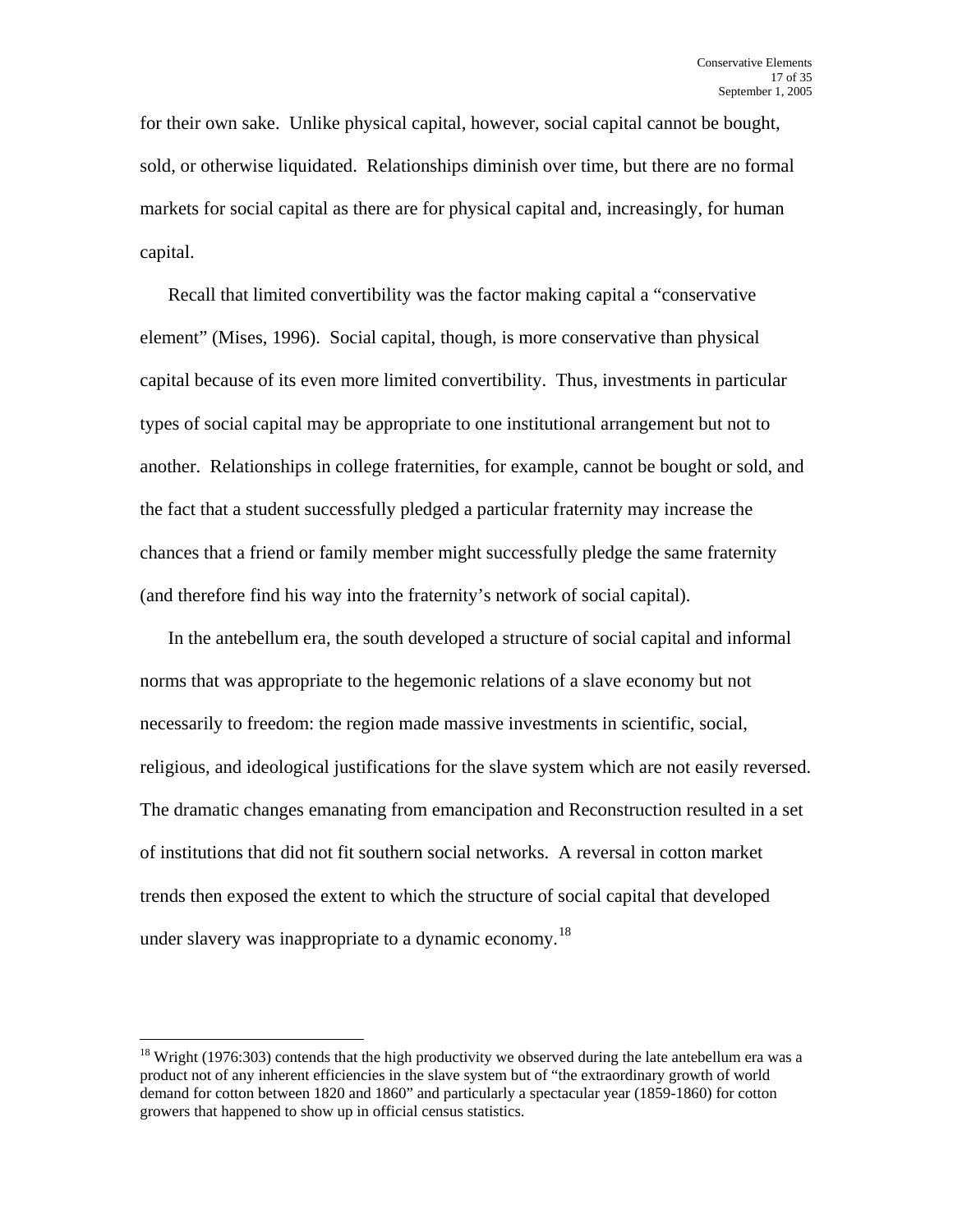for their own sake. Unlike physical capital, however, social capital cannot be bought, sold, or otherwise liquidated. Relationships diminish over time, but there are no formal markets for social capital as there are for physical capital and, increasingly, for human capital.

Recall that limited convertibility was the factor making capital a "conservative element" (Mises, 1996). Social capital, though, is more conservative than physical capital because of its even more limited convertibility. Thus, investments in particular types of social capital may be appropriate to one institutional arrangement but not to another. Relationships in college fraternities, for example, cannot be bought or sold, and the fact that a student successfully pledged a particular fraternity may increase the chances that a friend or family member might successfully pledge the same fraternity (and therefore find his way into the fraternity's network of social capital).

In the antebellum era, the south developed a structure of social capital and informal norms that was appropriate to the hegemonic relations of a slave economy but not necessarily to freedom: the region made massive investments in scientific, social, religious, and ideological justifications for the slave system which are not easily reversed. The dramatic changes emanating from emancipation and Reconstruction resulted in a set of institutions that did not fit southern social networks. A reversal in cotton market trends then exposed the extent to which the structure of social capital that developed under slavery was inappropriate to a dynamic economy.[18]

---

[18] Wright (1976:303) contends that the high productivity we observed during the late antebellum era was a product not of any inherent efficiencies in the slave system but of "the extraordinary growth of world demand for cotton between 1820 and 1860" and particularly a spectacular year (1859-1860) for cotton growers that happened to show up in official census statistics.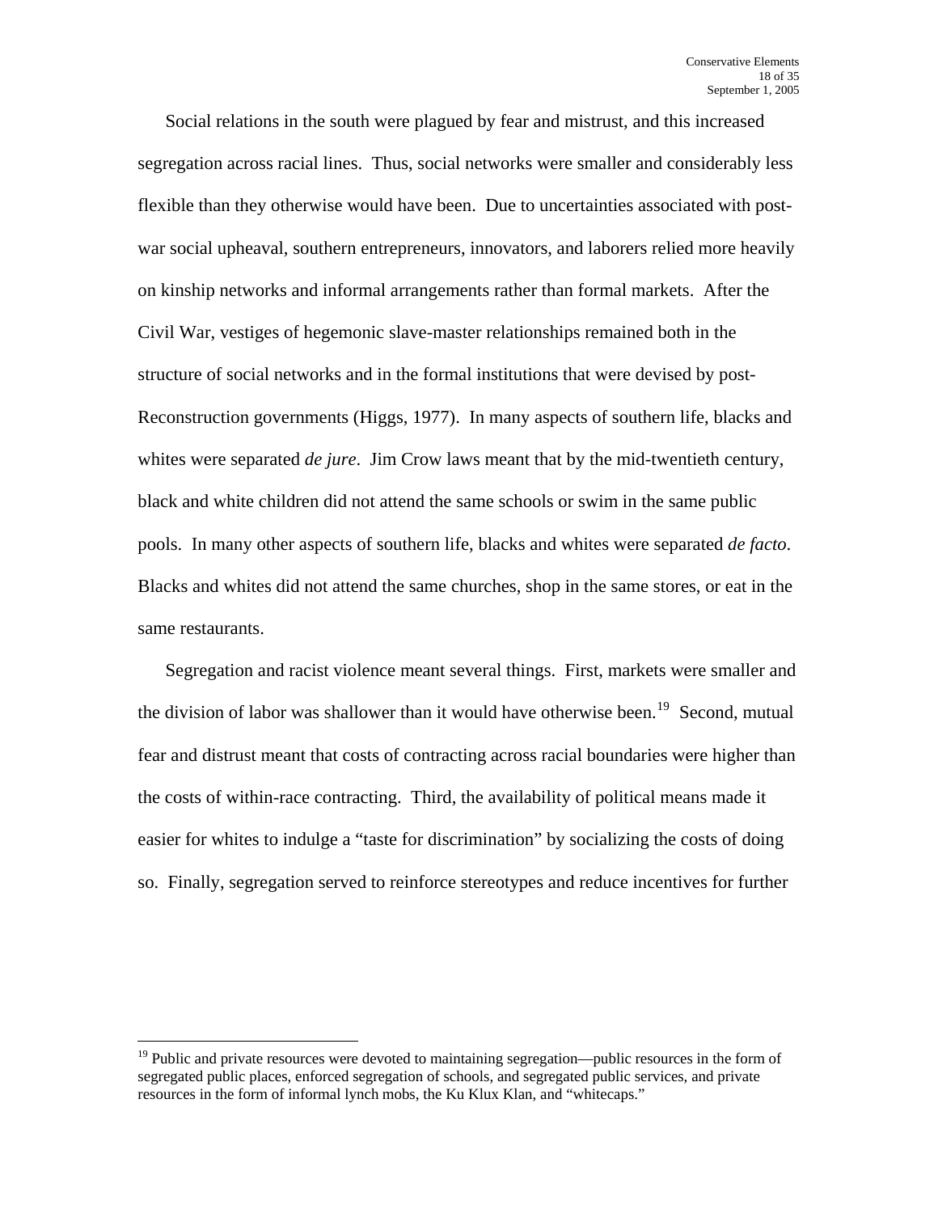Social relations in the south were plagued by fear and mistrust, and this increased segregation across racial lines. Thus, social networks were smaller and considerably less flexible than they otherwise would have been. Due to uncertainties associated with post-war social upheaval, southern entrepreneurs, innovators, and laborers relied more heavily on kinship networks and informal arrangements rather than formal markets. After the Civil War, vestiges of hegemonic slave-master relationships remained both in the structure of social networks and in the formal institutions that were devised by post-Reconstruction governments (Higgs, 1977). In many aspects of southern life, blacks and whites were separated *de jure*. Jim Crow laws meant that by the mid-twentieth century, black and white children did not attend the same schools or swim in the same public pools. In many other aspects of southern life, blacks and whites were separated *de facto*. Blacks and whites did not attend the same churches, shop in the same stores, or eat in the same restaurants.

Segregation and racist violence meant several things. First, markets were smaller and the division of labor was shallower than it would have otherwise been.[19] Second, mutual fear and distrust meant that costs of contracting across racial boundaries were higher than the costs of within-race contracting. Third, the availability of political means made it easier for whites to indulge a "taste for discrimination" by socializing the costs of doing so. Finally, segregation served to reinforce stereotypes and reduce incentives for further

[19] Public and private resources were devoted to maintaining segregation—public resources in the form of segregated public places, enforced segregation of schools, and segregated public services, and private resources in the form of informal lynch mobs, the Ku Klux Klan, and "whitecaps."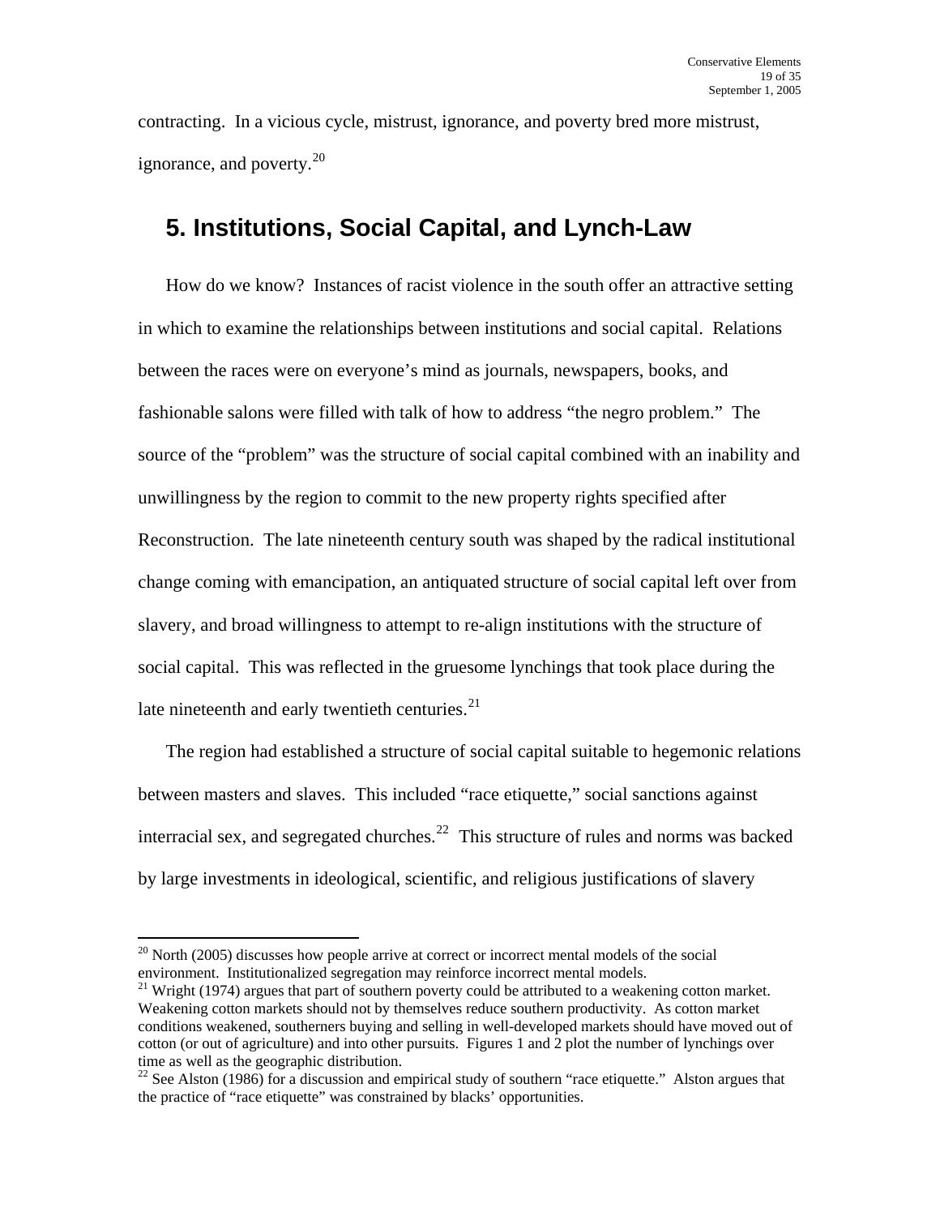contracting. In a vicious cycle, mistrust, ignorance, and poverty bred more mistrust, ignorance, and poverty.[20]

## 5. Institutions, Social Capital, and Lynch-Law

How do we know? Instances of racist violence in the south offer an attractive setting in which to examine the relationships between institutions and social capital. Relations between the races were on everyone's mind as journals, newspapers, books, and fashionable salons were filled with talk of how to address "the negro problem." The source of the "problem" was the structure of social capital combined with an inability and unwillingness by the region to commit to the new property rights specified after Reconstruction. The late nineteenth century south was shaped by the radical institutional change coming with emancipation, an antiquated structure of social capital left over from slavery, and broad willingness to attempt to re-align institutions with the structure of social capital. This was reflected in the gruesome lynchings that took place during the late nineteenth and early twentieth centuries.[21]

The region had established a structure of social capital suitable to hegemonic relations between masters and slaves. This included "race etiquette," social sanctions against interracial sex, and segregated churches.[22] This structure of rules and norms was backed by large investments in ideological, scientific, and religious justifications of slavery

---

[20] North (2005) discusses how people arrive at correct or incorrect mental models of the social environment. Institutionalized segregation may reinforce incorrect mental models.

[21] Wright (1974) argues that part of southern poverty could be attributed to a weakening cotton market. Weakening cotton markets should not by themselves reduce southern productivity. As cotton market conditions weakened, southerners buying and selling in well-developed markets should have moved out of cotton (or out of agriculture) and into other pursuits. Figures 1 and 2 plot the number of lynchings over time as well as the geographic distribution.

[22] See Alston (1986) for a discussion and empirical study of southern "race etiquette." Alston argues that the practice of "race etiquette" was constrained by blacks' opportunities.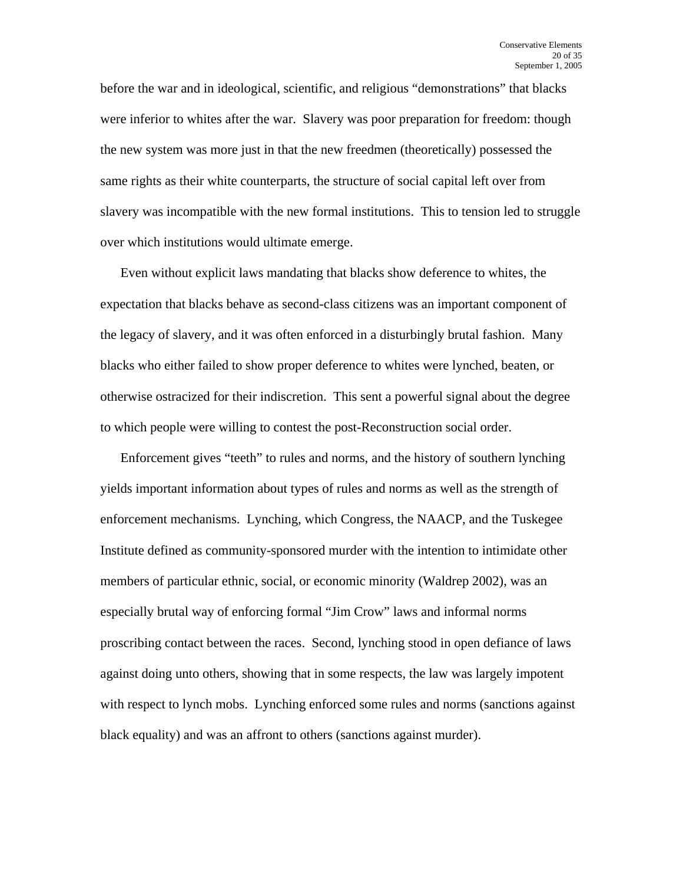before the war and in ideological, scientific, and religious "demonstrations" that blacks were inferior to whites after the war. Slavery was poor preparation for freedom: though the new system was more just in that the new freedmen (theoretically) possessed the same rights as their white counterparts, the structure of social capital left over from slavery was incompatible with the new formal institutions. This to tension led to struggle over which institutions would ultimate emerge.

Even without explicit laws mandating that blacks show deference to whites, the expectation that blacks behave as second-class citizens was an important component of the legacy of slavery, and it was often enforced in a disturbingly brutal fashion. Many blacks who either failed to show proper deference to whites were lynched, beaten, or otherwise ostracized for their indiscretion. This sent a powerful signal about the degree to which people were willing to contest the post-Reconstruction social order.

Enforcement gives "teeth" to rules and norms, and the history of southern lynching yields important information about types of rules and norms as well as the strength of enforcement mechanisms. Lynching, which Congress, the NAACP, and the Tuskegee Institute defined as community-sponsored murder with the intention to intimidate other members of particular ethnic, social, or economic minority (Waldrep 2002), was an especially brutal way of enforcing formal "Jim Crow" laws and informal norms proscribing contact between the races. Second, lynching stood in open defiance of laws against doing unto others, showing that in some respects, the law was largely impotent with respect to lynch mobs. Lynching enforced some rules and norms (sanctions against black equality) and was an affront to others (sanctions against murder).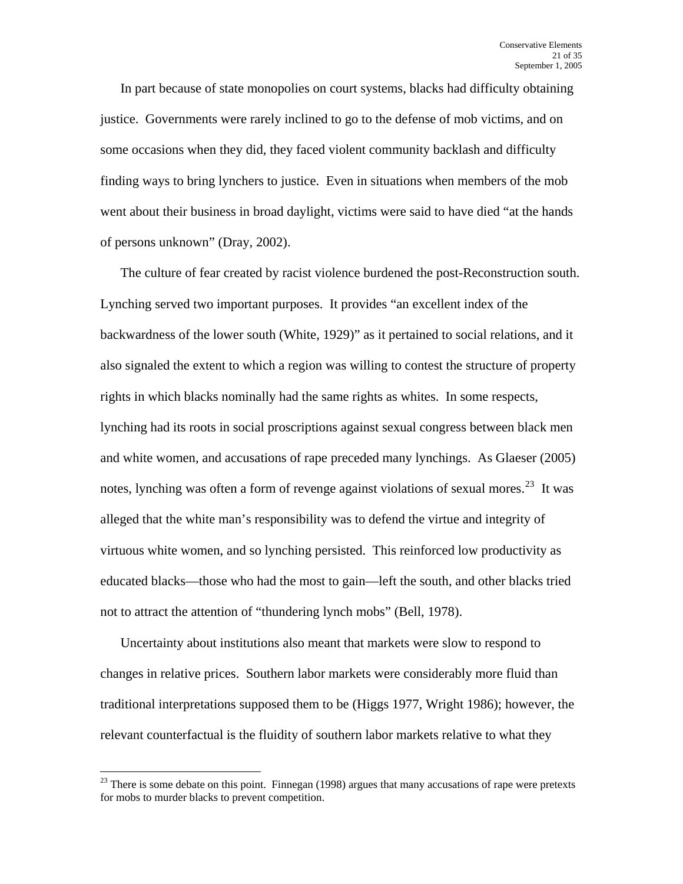In part because of state monopolies on court systems, blacks had difficulty obtaining justice. Governments were rarely inclined to go to the defense of mob victims, and on some occasions when they did, they faced violent community backlash and difficulty finding ways to bring lynchers to justice. Even in situations when members of the mob went about their business in broad daylight, victims were said to have died "at the hands of persons unknown" (Dray, 2002).

The culture of fear created by racist violence burdened the post-Reconstruction south. Lynching served two important purposes. It provides "an excellent index of the backwardness of the lower south (White, 1929)" as it pertained to social relations, and it also signaled the extent to which a region was willing to contest the structure of property rights in which blacks nominally had the same rights as whites. In some respects, lynching had its roots in social proscriptions against sexual congress between black men and white women, and accusations of rape preceded many lynchings. As Glaeser (2005) notes, lynching was often a form of revenge against violations of sexual mores.[23] It was alleged that the white man's responsibility was to defend the virtue and integrity of virtuous white women, and so lynching persisted. This reinforced low productivity as educated blacks—those who had the most to gain—left the south, and other blacks tried not to attract the attention of "thundering lynch mobs" (Bell, 1978).

Uncertainty about institutions also meant that markets were slow to respond to changes in relative prices. Southern labor markets were considerably more fluid than traditional interpretations supposed them to be (Higgs 1977, Wright 1986); however, the relevant counterfactual is the fluidity of southern labor markets relative to what they

---

[23] There is some debate on this point. Finnegan (1998) argues that many accusations of rape were pretexts for mobs to murder blacks to prevent competition.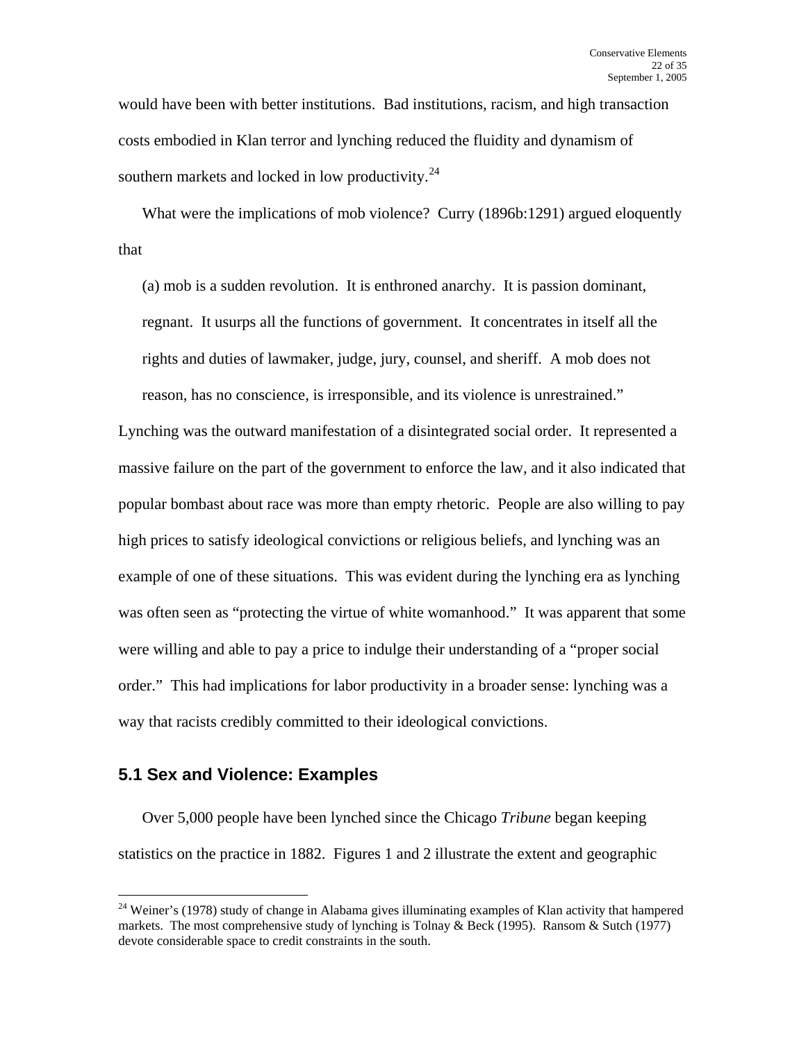would have been with better institutions. Bad institutions, racism, and high transaction costs embodied in Klan terror and lynching reduced the fluidity and dynamism of southern markets and locked in low productivity.[24]

What were the implications of mob violence? Curry (1896b:1291) argued eloquently that

> (a) mob is a sudden revolution. It is enthroned anarchy. It is passion dominant, regnant. It usurps all the functions of government. It concentrates in itself all the rights and duties of lawmaker, judge, jury, counsel, and sheriff. A mob does not reason, has no conscience, is irresponsible, and its violence is unrestrained."

Lynching was the outward manifestation of a disintegrated social order. It represented a massive failure on the part of the government to enforce the law, and it also indicated that popular bombast about race was more than empty rhetoric. People are also willing to pay high prices to satisfy ideological convictions or religious beliefs, and lynching was an example of one of these situations. This was evident during the lynching era as lynching was often seen as "protecting the virtue of white womanhood." It was apparent that some were willing and able to pay a price to indulge their understanding of a "proper social order." This had implications for labor productivity in a broader sense: lynching was a way that racists credibly committed to their ideological convictions.

## 5.1 Sex and Violence: Examples

Over 5,000 people have been lynched since the Chicago *Tribune* began keeping statistics on the practice in 1882. Figures 1 and 2 illustrate the extent and geographic

---

[24] Weiner's (1978) study of change in Alabama gives illuminating examples of Klan activity that hampered markets. The most comprehensive study of lynching is Tolnay & Beck (1995). Ransom & Sutch (1977) devote considerable space to credit constraints in the south.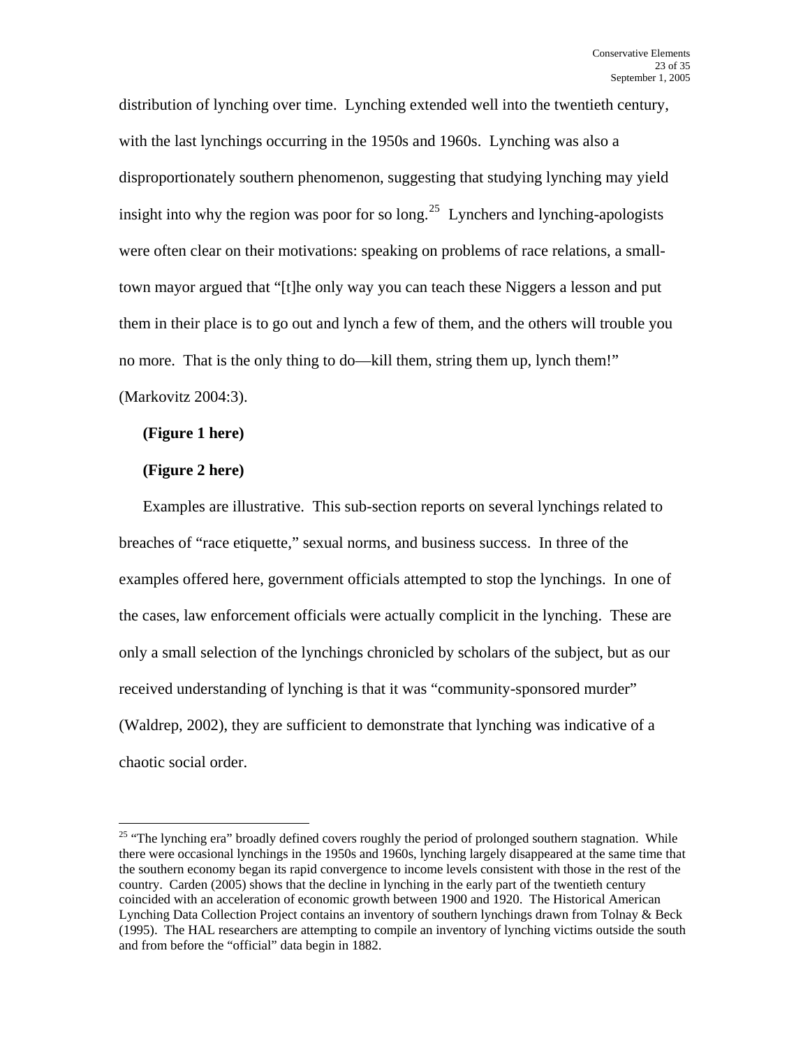distribution of lynching over time. Lynching extended well into the twentieth century, with the last lynchings occurring in the 1950s and 1960s. Lynching was also a disproportionately southern phenomenon, suggesting that studying lynching may yield insight into why the region was poor for so long.[25] Lynchers and lynching-apologists were often clear on their motivations: speaking on problems of race relations, a small-town mayor argued that "[t]he only way you can teach these Niggers a lesson and put them in their place is to go out and lynch a few of them, and the others will trouble you no more. That is the only thing to do—kill them, string them up, lynch them!" (Markovitz 2004:3).

**(Figure 1 here)**

**(Figure 2 here)**

Examples are illustrative. This sub-section reports on several lynchings related to breaches of "race etiquette," sexual norms, and business success. In three of the examples offered here, government officials attempted to stop the lynchings. In one of the cases, law enforcement officials were actually complicit in the lynching. These are only a small selection of the lynchings chronicled by scholars of the subject, but as our received understanding of lynching is that it was "community-sponsored murder" (Waldrep, 2002), they are sufficient to demonstrate that lynching was indicative of a chaotic social order.

---

[25] "The lynching era" broadly defined covers roughly the period of prolonged southern stagnation. While there were occasional lynchings in the 1950s and 1960s, lynching largely disappeared at the same time that the southern economy began its rapid convergence to income levels consistent with those in the rest of the country. Carden (2005) shows that the decline in lynching in the early part of the twentieth century coincided with an acceleration of economic growth between 1900 and 1920. The Historical American Lynching Data Collection Project contains an inventory of southern lynchings drawn from Tolnay & Beck (1995). The HAL researchers are attempting to compile an inventory of lynching victims outside the south and from before the "official" data begin in 1882.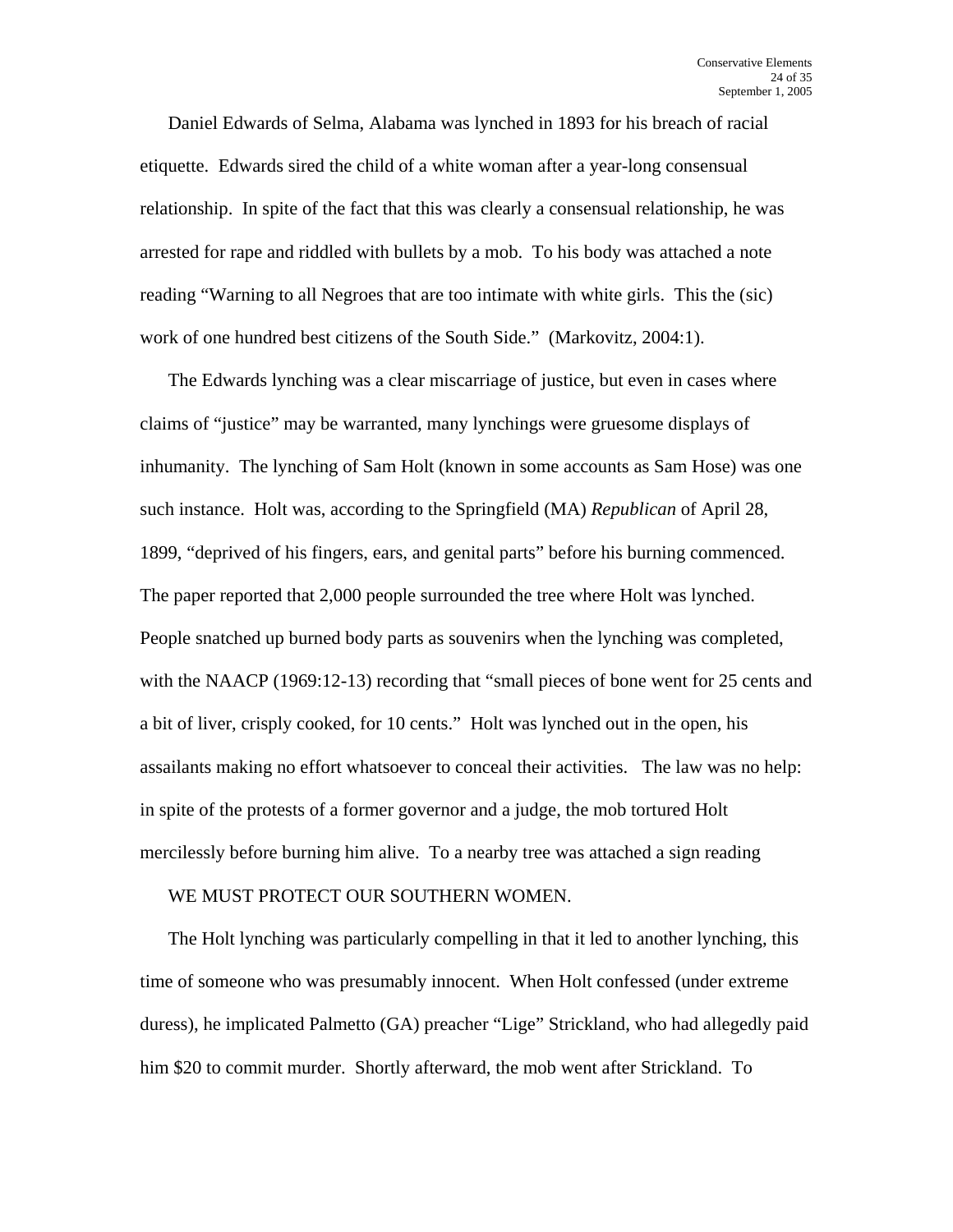Daniel Edwards of Selma, Alabama was lynched in 1893 for his breach of racial etiquette. Edwards sired the child of a white woman after a year-long consensual relationship. In spite of the fact that this was clearly a consensual relationship, he was arrested for rape and riddled with bullets by a mob. To his body was attached a note reading "Warning to all Negroes that are too intimate with white girls. This the (sic) work of one hundred best citizens of the South Side." (Markovitz, 2004:1).

The Edwards lynching was a clear miscarriage of justice, but even in cases where claims of "justice" may be warranted, many lynchings were gruesome displays of inhumanity. The lynching of Sam Holt (known in some accounts as Sam Hose) was one such instance. Holt was, according to the Springfield (MA) *Republican* of April 28, 1899, "deprived of his fingers, ears, and genital parts" before his burning commenced. The paper reported that 2,000 people surrounded the tree where Holt was lynched. People snatched up burned body parts as souvenirs when the lynching was completed, with the NAACP (1969:12-13) recording that "small pieces of bone went for 25 cents and a bit of liver, crisply cooked, for 10 cents." Holt was lynched out in the open, his assailants making no effort whatsoever to conceal their activities. The law was no help: in spite of the protests of a former governor and a judge, the mob tortured Holt mercilessly before burning him alive. To a nearby tree was attached a sign reading

WE MUST PROTECT OUR SOUTHERN WOMEN.

The Holt lynching was particularly compelling in that it led to another lynching, this time of someone who was presumably innocent. When Holt confessed (under extreme duress), he implicated Palmetto (GA) preacher "Lige" Strickland, who had allegedly paid him $20 to commit murder. Shortly afterward, the mob went after Strickland. To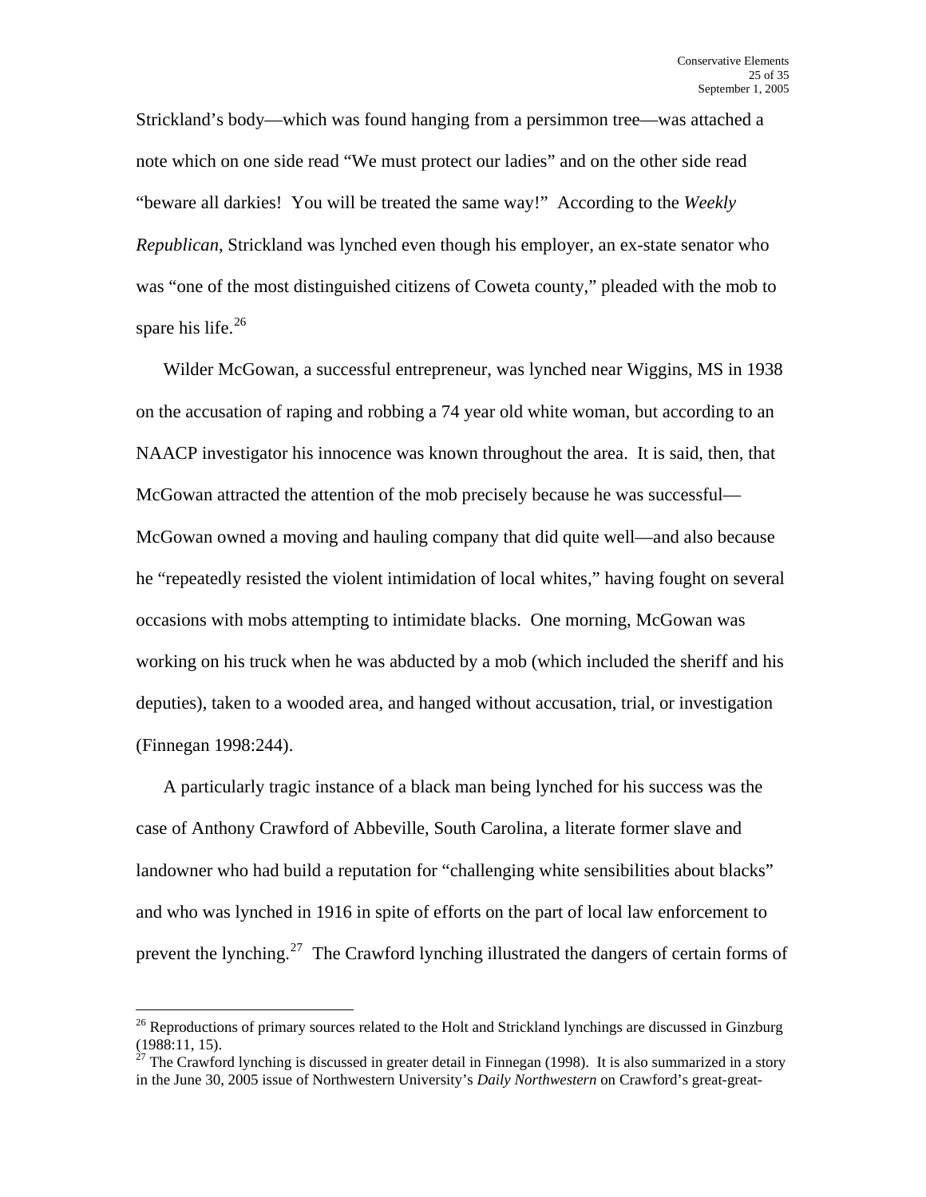Strickland's body—which was found hanging from a persimmon tree—was attached a note which on one side read "We must protect our ladies" and on the other side read "beware all darkies! You will be treated the same way!" According to the *Weekly Republican*, Strickland was lynched even though his employer, an ex-state senator who was "one of the most distinguished citizens of Coweta county," pleaded with the mob to spare his life.[26]

Wilder McGowan, a successful entrepreneur, was lynched near Wiggins, MS in 1938 on the accusation of raping and robbing a 74 year old white woman, but according to an NAACP investigator his innocence was known throughout the area. It is said, then, that McGowan attracted the attention of the mob precisely because he was successful—McGowan owned a moving and hauling company that did quite well—and also because he "repeatedly resisted the violent intimidation of local whites," having fought on several occasions with mobs attempting to intimidate blacks. One morning, McGowan was working on his truck when he was abducted by a mob (which included the sheriff and his deputies), taken to a wooded area, and hanged without accusation, trial, or investigation (Finnegan 1998:244).

A particularly tragic instance of a black man being lynched for his success was the case of Anthony Crawford of Abbeville, South Carolina, a literate former slave and landowner who had build a reputation for "challenging white sensibilities about blacks" and who was lynched in 1916 in spite of efforts on the part of local law enforcement to prevent the lynching.[27] The Crawford lynching illustrated the dangers of certain forms of

---

[26] Reproductions of primary sources related to the Holt and Strickland lynchings are discussed in Ginzburg (1988:11, 15).

[27] The Crawford lynching is discussed in greater detail in Finnegan (1998). It is also summarized in a story in the June 30, 2005 issue of Northwestern University's *Daily Northwestern* on Crawford's great-great-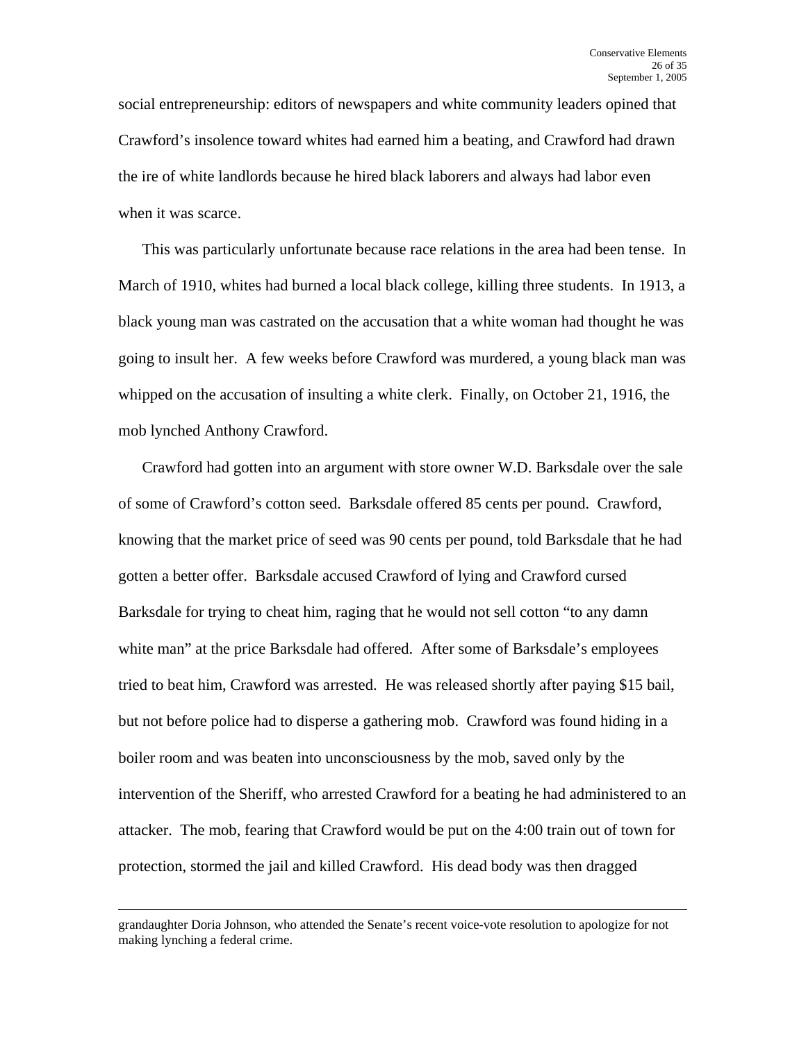social entrepreneurship: editors of newspapers and white community leaders opined that Crawford's insolence toward whites had earned him a beating, and Crawford had drawn the ire of white landlords because he hired black laborers and always had labor even when it was scarce.

This was particularly unfortunate because race relations in the area had been tense. In March of 1910, whites had burned a local black college, killing three students. In 1913, a black young man was castrated on the accusation that a white woman had thought he was going to insult her. A few weeks before Crawford was murdered, a young black man was whipped on the accusation of insulting a white clerk. Finally, on October 21, 1916, the mob lynched Anthony Crawford.

Crawford had gotten into an argument with store owner W.D. Barksdale over the sale of some of Crawford's cotton seed. Barksdale offered 85 cents per pound. Crawford, knowing that the market price of seed was 90 cents per pound, told Barksdale that he had gotten a better offer. Barksdale accused Crawford of lying and Crawford cursed Barksdale for trying to cheat him, raging that he would not sell cotton "to any damn white man" at the price Barksdale had offered. After some of Barksdale's employees tried to beat him, Crawford was arrested. He was released shortly after paying $15 bail, but not before police had to disperse a gathering mob. Crawford was found hiding in a boiler room and was beaten into unconsciousness by the mob, saved only by the intervention of the Sheriff, who arrested Crawford for a beating he had administered to an attacker. The mob, fearing that Crawford would be put on the 4:00 train out of town for protection, stormed the jail and killed Crawford. His dead body was then dragged

---

grandaughter Doria Johnson, who attended the Senate's recent voice-vote resolution to apologize for not making lynching a federal crime.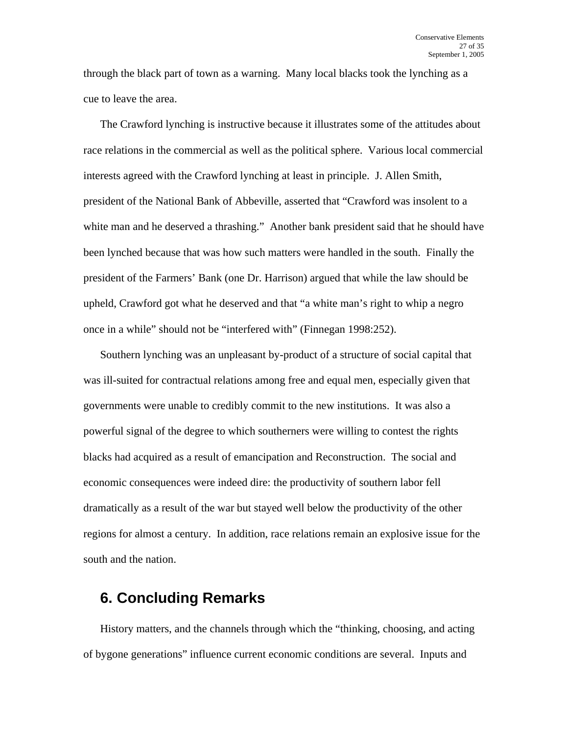through the black part of town as a warning. Many local blacks took the lynching as a cue to leave the area.

The Crawford lynching is instructive because it illustrates some of the attitudes about race relations in the commercial as well as the political sphere. Various local commercial interests agreed with the Crawford lynching at least in principle. J. Allen Smith, president of the National Bank of Abbeville, asserted that "Crawford was insolent to a white man and he deserved a thrashing." Another bank president said that he should have been lynched because that was how such matters were handled in the south. Finally the president of the Farmers' Bank (one Dr. Harrison) argued that while the law should be upheld, Crawford got what he deserved and that "a white man's right to whip a negro once in a while" should not be "interfered with" (Finnegan 1998:252).

Southern lynching was an unpleasant by-product of a structure of social capital that was ill-suited for contractual relations among free and equal men, especially given that governments were unable to credibly commit to the new institutions. It was also a powerful signal of the degree to which southerners were willing to contest the rights blacks had acquired as a result of emancipation and Reconstruction. The social and economic consequences were indeed dire: the productivity of southern labor fell dramatically as a result of the war but stayed well below the productivity of the other regions for almost a century. In addition, race relations remain an explosive issue for the south and the nation.

## 6. Concluding Remarks

History matters, and the channels through which the "thinking, choosing, and acting of bygone generations" influence current economic conditions are several. Inputs and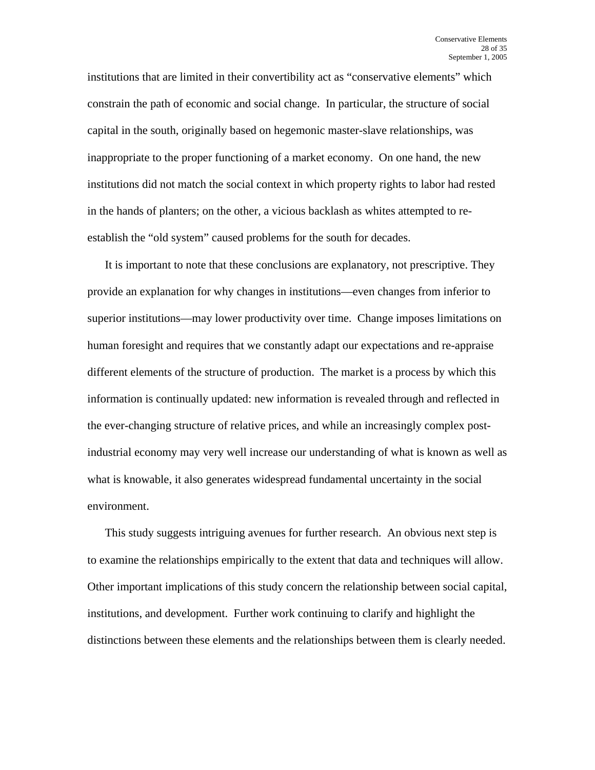institutions that are limited in their convertibility act as "conservative elements" which constrain the path of economic and social change. In particular, the structure of social capital in the south, originally based on hegemonic master-slave relationships, was inappropriate to the proper functioning of a market economy. On one hand, the new institutions did not match the social context in which property rights to labor had rested in the hands of planters; on the other, a vicious backlash as whites attempted to re-establish the "old system" caused problems for the south for decades.

It is important to note that these conclusions are explanatory, not prescriptive. They provide an explanation for why changes in institutions—even changes from inferior to superior institutions—may lower productivity over time. Change imposes limitations on human foresight and requires that we constantly adapt our expectations and re-appraise different elements of the structure of production. The market is a process by which this information is continually updated: new information is revealed through and reflected in the ever-changing structure of relative prices, and while an increasingly complex post-industrial economy may very well increase our understanding of what is known as well as what is knowable, it also generates widespread fundamental uncertainty in the social environment.

This study suggests intriguing avenues for further research. An obvious next step is to examine the relationships empirically to the extent that data and techniques will allow. Other important implications of this study concern the relationship between social capital, institutions, and development. Further work continuing to clarify and highlight the distinctions between these elements and the relationships between them is clearly needed.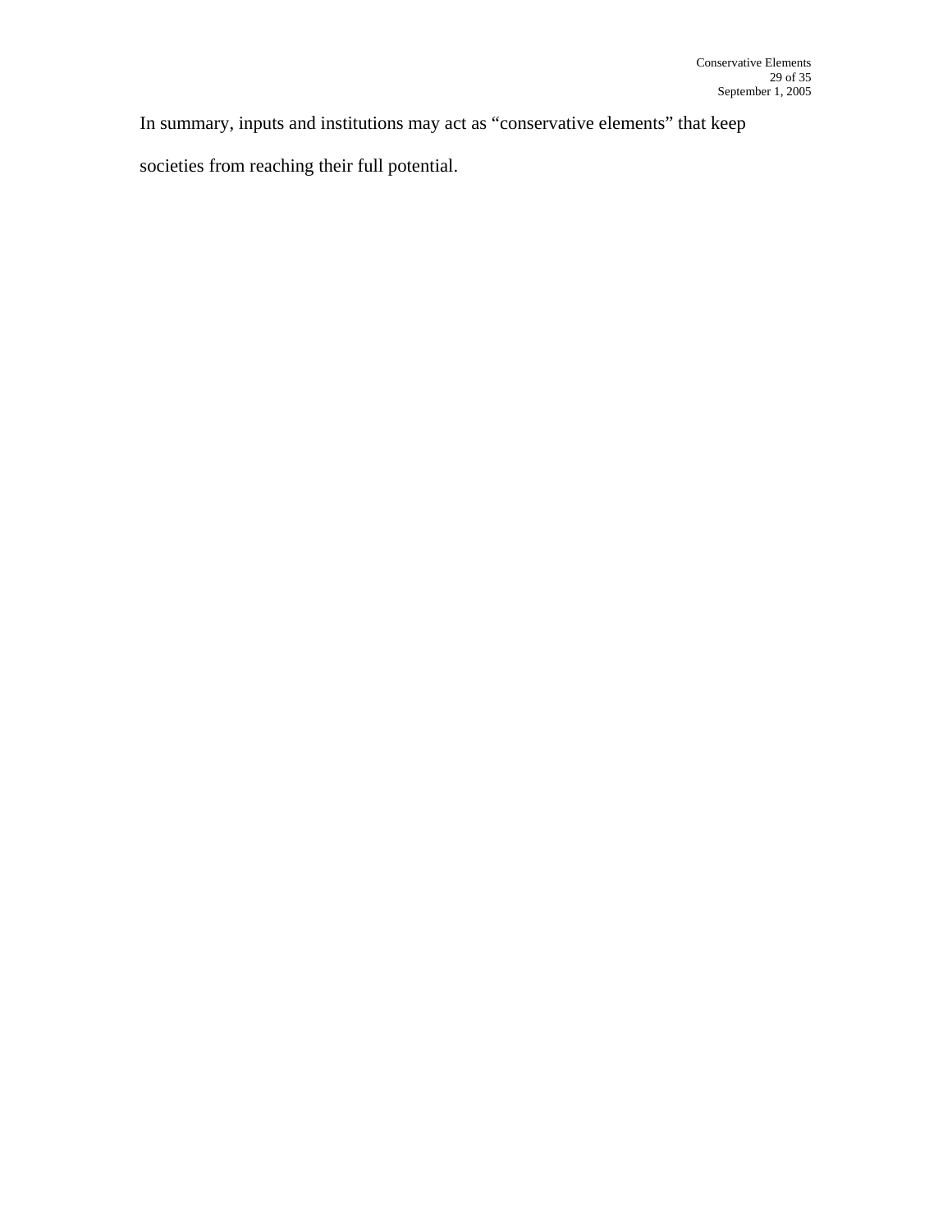In summary, inputs and institutions may act as “conservative elements” that keep societies from reaching their full potential.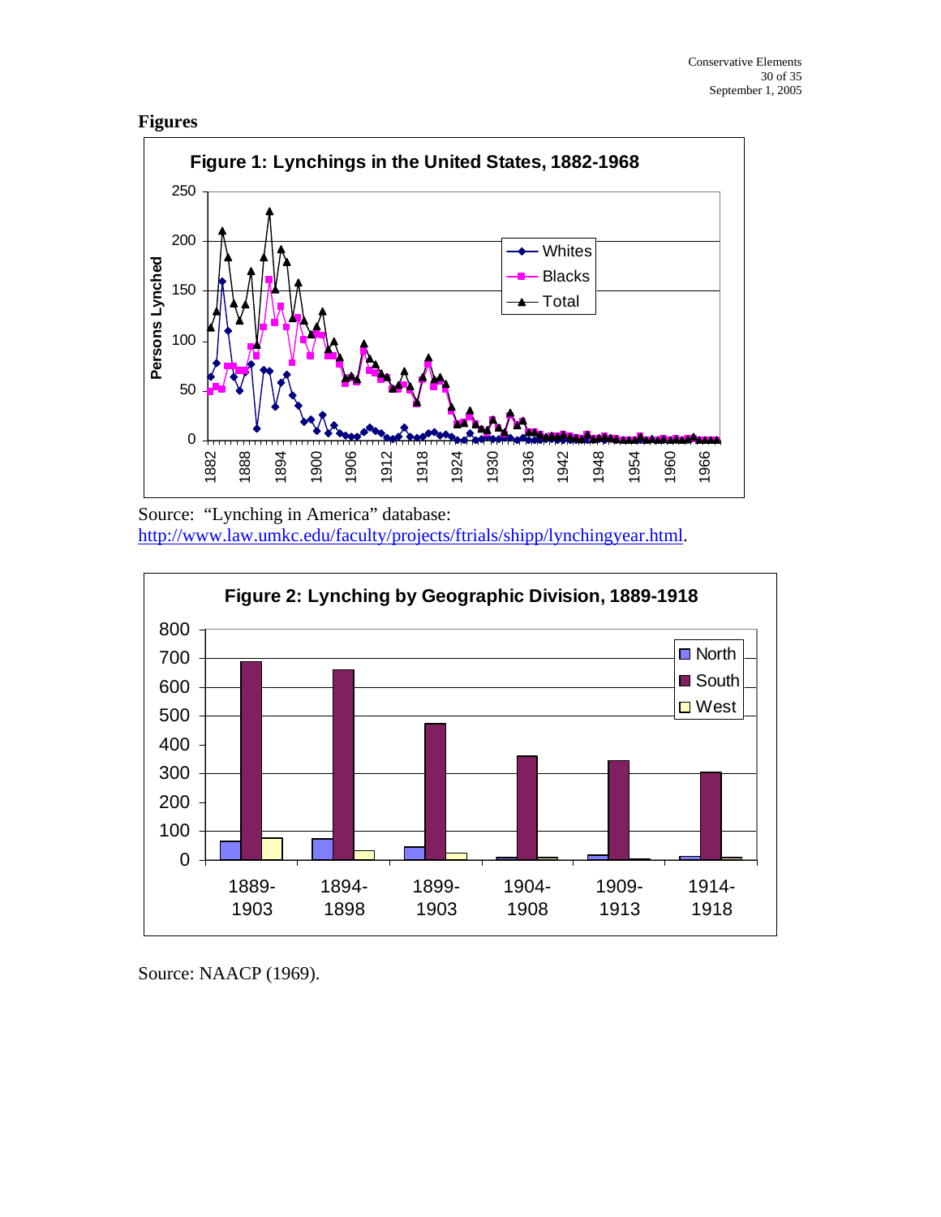**Figures**

**Figure 1: Lynchings in the United States, 1882-1968**

Source: "Lynching in America" database: http://www.law.umkc.edu/faculty/projects/ftrials/shipp/lynchingyear.html.

**Figure 2: Lynching by Geographic Division, 1889-1918**

Source: NAACP (1969).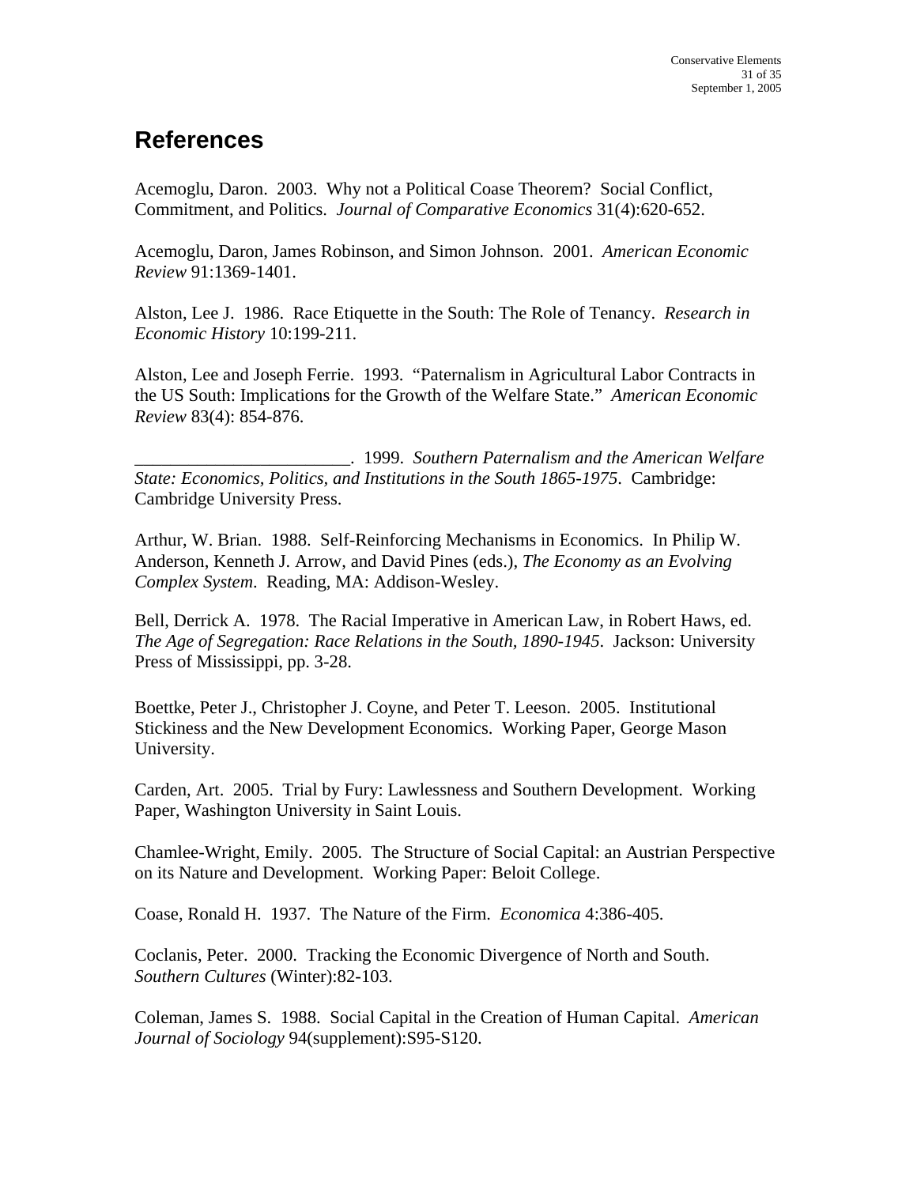# References

Acemoglu, Daron. 2003. Why not a Political Coase Theorem? Social Conflict, Commitment, and Politics. *Journal of Comparative Economics* 31(4):620-652.

Acemoglu, Daron, James Robinson, and Simon Johnson. 2001. *American Economic Review* 91:1369-1401.

Alston, Lee J. 1986. Race Etiquette in the South: The Role of Tenancy. *Research in Economic History* 10:199-211.

Alston, Lee and Joseph Ferrie. 1993. "Paternalism in Agricultural Labor Contracts in the US South: Implications for the Growth of the Welfare State." *American Economic Review* 83(4): 854-876.

________________________. 1999. *Southern Paternalism and the American Welfare State: Economics, Politics, and Institutions in the South 1865-1975*. Cambridge: Cambridge University Press.

Arthur, W. Brian. 1988. Self-Reinforcing Mechanisms in Economics. In Philip W. Anderson, Kenneth J. Arrow, and David Pines (eds.), *The Economy as an Evolving Complex System*. Reading, MA: Addison-Wesley.

Bell, Derrick A. 1978. The Racial Imperative in American Law, in Robert Haws, ed. *The Age of Segregation: Race Relations in the South, 1890-1945*. Jackson: University Press of Mississippi, pp. 3-28.

Boettke, Peter J., Christopher J. Coyne, and Peter T. Leeson. 2005. Institutional Stickiness and the New Development Economics. Working Paper, George Mason University.

Carden, Art. 2005. Trial by Fury: Lawlessness and Southern Development. Working Paper, Washington University in Saint Louis.

Chamlee-Wright, Emily. 2005. The Structure of Social Capital: an Austrian Perspective on its Nature and Development. Working Paper: Beloit College.

Coase, Ronald H. 1937. The Nature of the Firm. *Economica* 4:386-405.

Coclanis, Peter. 2000. Tracking the Economic Divergence of North and South. *Southern Cultures* (Winter):82-103.

Coleman, James S. 1988. Social Capital in the Creation of Human Capital. *American Journal of Sociology* 94(supplement):S95-S120.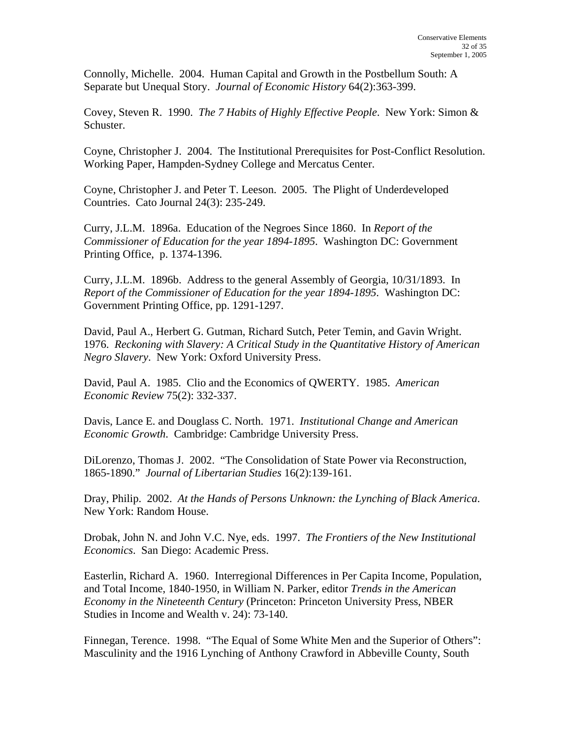Connolly, Michelle. 2004. Human Capital and Growth in the Postbellum South: A Separate but Unequal Story. *Journal of Economic History* 64(2):363-399.

Covey, Steven R. 1990. *The 7 Habits of Highly Effective People*. New York: Simon & Schuster.

Coyne, Christopher J. 2004. The Institutional Prerequisites for Post-Conflict Resolution. Working Paper, Hampden-Sydney College and Mercatus Center.

Coyne, Christopher J. and Peter T. Leeson. 2005. The Plight of Underdeveloped Countries. Cato Journal 24(3): 235-249.

Curry, J.L.M. 1896a. Education of the Negroes Since 1860. In *Report of the Commissioner of Education for the year 1894-1895*. Washington DC: Government Printing Office, p. 1374-1396.

Curry, J.L.M. 1896b. Address to the general Assembly of Georgia, 10/31/1893. In *Report of the Commissioner of Education for the year 1894-1895*. Washington DC: Government Printing Office, pp. 1291-1297.

David, Paul A., Herbert G. Gutman, Richard Sutch, Peter Temin, and Gavin Wright. 1976. *Reckoning with Slavery: A Critical Study in the Quantitative History of American Negro Slavery*. New York: Oxford University Press.

David, Paul A. 1985. Clio and the Economics of QWERTY. 1985. *American Economic Review* 75(2): 332-337.

Davis, Lance E. and Douglass C. North. 1971. *Institutional Change and American Economic Growth*. Cambridge: Cambridge University Press.

DiLorenzo, Thomas J. 2002. "The Consolidation of State Power via Reconstruction, 1865-1890." *Journal of Libertarian Studies* 16(2):139-161.

Dray, Philip. 2002. *At the Hands of Persons Unknown: the Lynching of Black America*. New York: Random House.

Drobak, John N. and John V.C. Nye, eds. 1997. *The Frontiers of the New Institutional Economics*. San Diego: Academic Press.

Easterlin, Richard A. 1960. Interregional Differences in Per Capita Income, Population, and Total Income, 1840-1950, in William N. Parker, editor *Trends in the American Economy in the Nineteenth Century* (Princeton: Princeton University Press, NBER Studies in Income and Wealth v. 24): 73-140.

Finnegan, Terence. 1998. "The Equal of Some White Men and the Superior of Others": Masculinity and the 1916 Lynching of Anthony Crawford in Abbeville County, South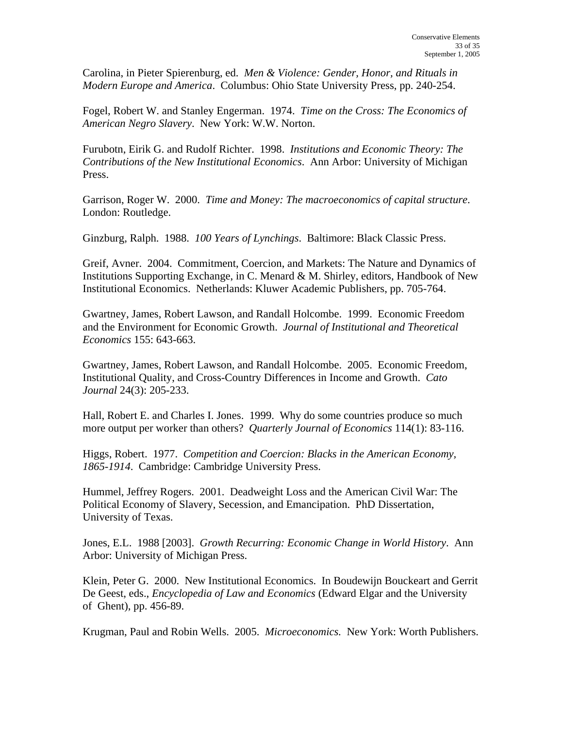Carolina, in Pieter Spierenburg, ed. *Men & Violence: Gender, Honor, and Rituals in Modern Europe and America*. Columbus: Ohio State University Press, pp. 240-254.

Fogel, Robert W. and Stanley Engerman. 1974. *Time on the Cross: The Economics of American Negro Slavery*. New York: W.W. Norton.

Furubotn, Eirik G. and Rudolf Richter. 1998. *Institutions and Economic Theory: The Contributions of the New Institutional Economics*. Ann Arbor: University of Michigan Press.

Garrison, Roger W. 2000. *Time and Money: The macroeconomics of capital structure*. London: Routledge.

Ginzburg, Ralph. 1988. *100 Years of Lynchings*. Baltimore: Black Classic Press.

Greif, Avner. 2004. Commitment, Coercion, and Markets: The Nature and Dynamics of Institutions Supporting Exchange, in C. Menard & M. Shirley, editors, Handbook of New Institutional Economics. Netherlands: Kluwer Academic Publishers, pp. 705-764.

Gwartney, James, Robert Lawson, and Randall Holcombe. 1999. Economic Freedom and the Environment for Economic Growth. *Journal of Institutional and Theoretical Economics* 155: 643-663.

Gwartney, James, Robert Lawson, and Randall Holcombe. 2005. Economic Freedom, Institutional Quality, and Cross-Country Differences in Income and Growth. *Cato Journal* 24(3): 205-233.

Hall, Robert E. and Charles I. Jones. 1999. Why do some countries produce so much more output per worker than others? *Quarterly Journal of Economics* 114(1): 83-116.

Higgs, Robert. 1977. *Competition and Coercion: Blacks in the American Economy, 1865-1914*. Cambridge: Cambridge University Press.

Hummel, Jeffrey Rogers. 2001. Deadweight Loss and the American Civil War: The Political Economy of Slavery, Secession, and Emancipation. PhD Dissertation, University of Texas.

Jones, E.L. 1988 [2003]. *Growth Recurring: Economic Change in World History*. Ann Arbor: University of Michigan Press.

Klein, Peter G. 2000. New Institutional Economics. In Boudewijn Bouckeart and Gerrit De Geest, eds., *Encyclopedia of Law and Economics* (Edward Elgar and the University of Ghent), pp. 456-89.

Krugman, Paul and Robin Wells. 2005. *Microeconomics.* New York: Worth Publishers.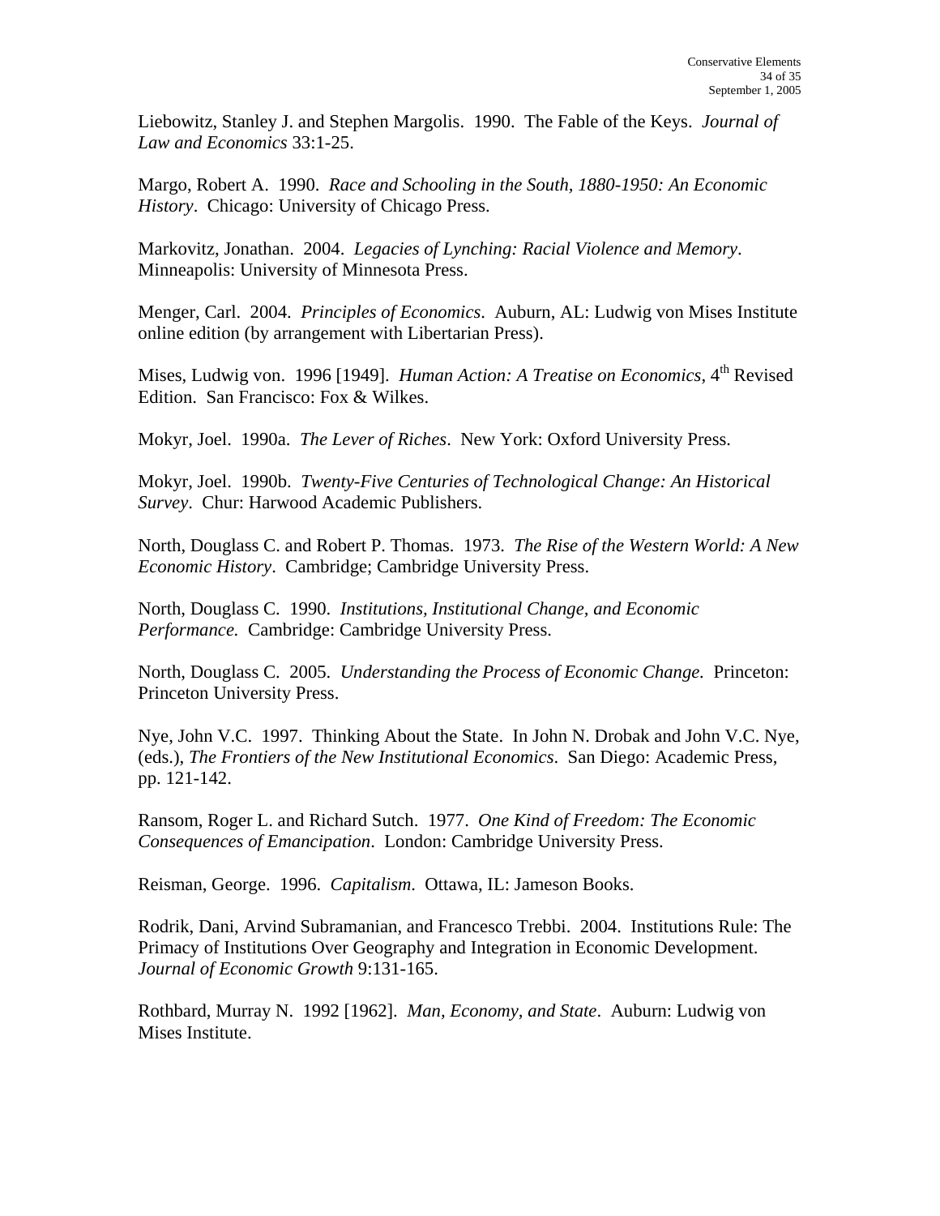Liebowitz, Stanley J. and Stephen Margolis. 1990. The Fable of the Keys. *Journal of Law and Economics* 33:1-25.

Margo, Robert A. 1990. *Race and Schooling in the South, 1880-1950: An Economic History*. Chicago: University of Chicago Press.

Markovitz, Jonathan. 2004. *Legacies of Lynching: Racial Violence and Memory*. Minneapolis: University of Minnesota Press.

Menger, Carl. 2004. *Principles of Economics*. Auburn, AL: Ludwig von Mises Institute online edition (by arrangement with Libertarian Press).

Mises, Ludwig von. 1996 [1949]. *Human Action: A Treatise on Economics*, 4th Revised Edition. San Francisco: Fox & Wilkes.

Mokyr, Joel. 1990a. *The Lever of Riches*. New York: Oxford University Press.

Mokyr, Joel. 1990b. *Twenty-Five Centuries of Technological Change: An Historical Survey*. Chur: Harwood Academic Publishers.

North, Douglass C. and Robert P. Thomas. 1973. *The Rise of the Western World: A New Economic History*. Cambridge; Cambridge University Press.

North, Douglass C. 1990. *Institutions, Institutional Change, and Economic Performance.* Cambridge: Cambridge University Press.

North, Douglass C. 2005. *Understanding the Process of Economic Change.* Princeton: Princeton University Press.

Nye, John V.C. 1997. Thinking About the State. In John N. Drobak and John V.C. Nye, (eds.), *The Frontiers of the New Institutional Economics*. San Diego: Academic Press, pp. 121-142.

Ransom, Roger L. and Richard Sutch. 1977. *One Kind of Freedom: The Economic Consequences of Emancipation*. London: Cambridge University Press.

Reisman, George. 1996. *Capitalism*. Ottawa, IL: Jameson Books.

Rodrik, Dani, Arvind Subramanian, and Francesco Trebbi. 2004. Institutions Rule: The Primacy of Institutions Over Geography and Integration in Economic Development. *Journal of Economic Growth* 9:131-165.

Rothbard, Murray N. 1992 [1962]. *Man, Economy, and State*. Auburn: Ludwig von Mises Institute.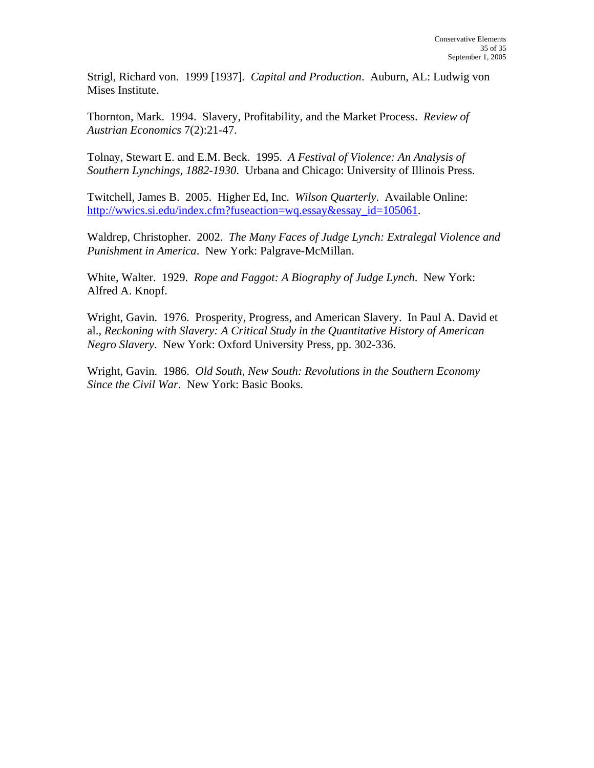Strigl, Richard von. 1999 [1937]. *Capital and Production*. Auburn, AL: Ludwig von Mises Institute.

Thornton, Mark. 1994. Slavery, Profitability, and the Market Process. *Review of Austrian Economics* 7(2):21-47.

Tolnay, Stewart E. and E.M. Beck. 1995. *A Festival of Violence: An Analysis of Southern Lynchings, 1882-1930*. Urbana and Chicago: University of Illinois Press.

Twitchell, James B. 2005. Higher Ed, Inc. *Wilson Quarterly*. Available Online: http://wwics.si.edu/index.cfm?fuseaction=wq.essay&essay_id=105061.

Waldrep, Christopher. 2002. *The Many Faces of Judge Lynch: Extralegal Violence and Punishment in America*. New York: Palgrave-McMillan.

White, Walter. 1929. *Rope and Faggot: A Biography of Judge Lynch*. New York: Alfred A. Knopf.

Wright, Gavin. 1976. Prosperity, Progress, and American Slavery. In Paul A. David et al., *Reckoning with Slavery: A Critical Study in the Quantitative History of American Negro Slavery*. New York: Oxford University Press, pp. 302-336.

Wright, Gavin. 1986. *Old South, New South: Revolutions in the Southern Economy Since the Civil War*. New York: Basic Books.